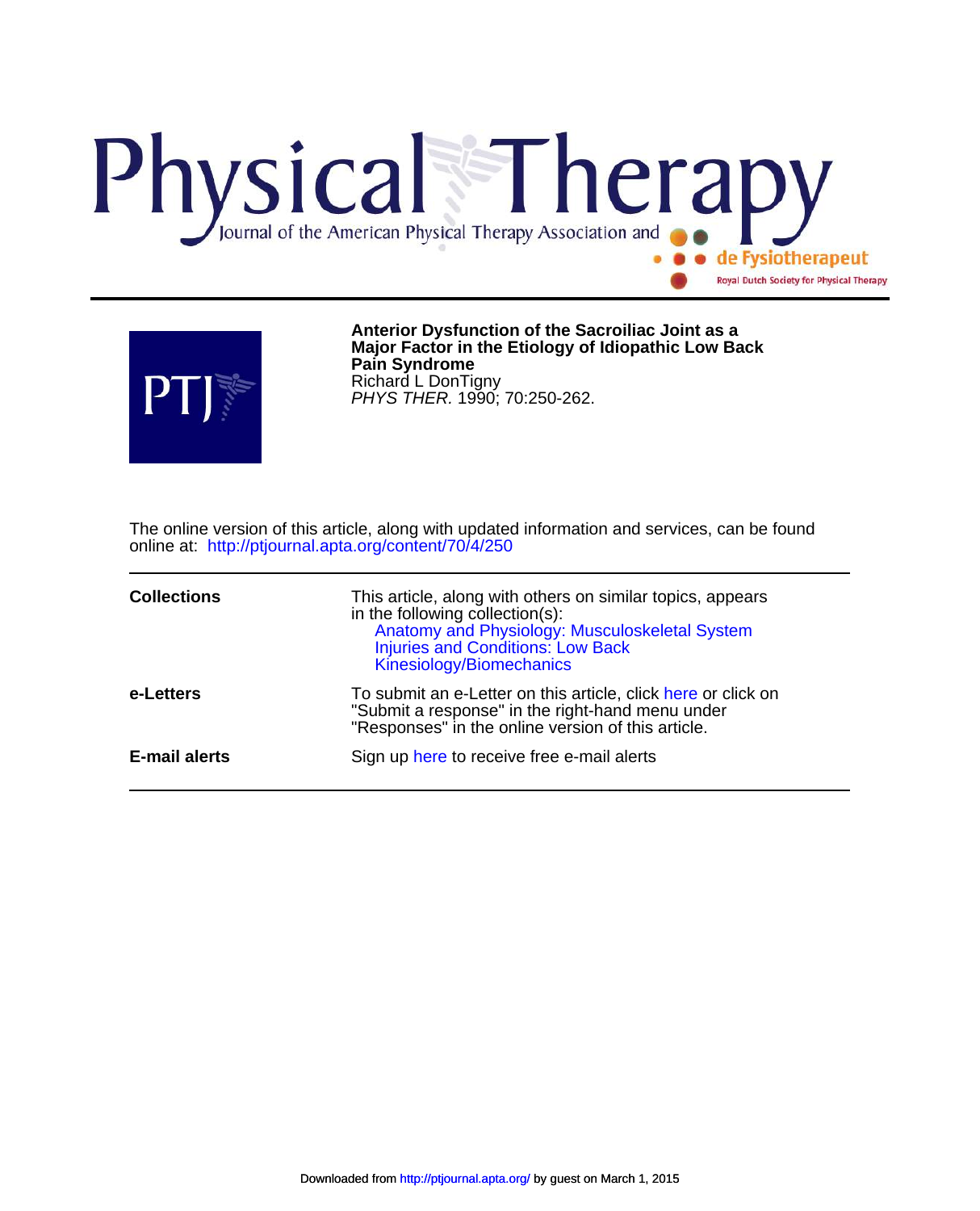# Physical Therapy

Journal of the American Physical Therapy Association and de Fysiotherapeut

Royal Dutch Society for Physical Therapy

**Anterior Dysfunction of the Sacroiliac Joint as a Major Factor in the Etiology of Idiopathic Low Back Pain Syndrome**

Richard L DonTigny

*PHYS THER.* 1990; 70:250-262.

The online version of this article, along with updated information and services, can be found online at: http://ptjournal.apta.org/content/70/4/250

| | |
|---|---|
| **Collections** | This article, along with others on similar topics, appears in the following collection(s): Anatomy and Physiology: Musculoskeletal System; Injuries and Conditions: Low Back; Kinesiology/Biomechanics |
| **e-Letters** | To submit an e-Letter on this article, click here or click on "Submit a response" in the right-hand menu under "Responses" in the online version of this article. |
| **E-mail alerts** | Sign up here to receive free e-mail alerts |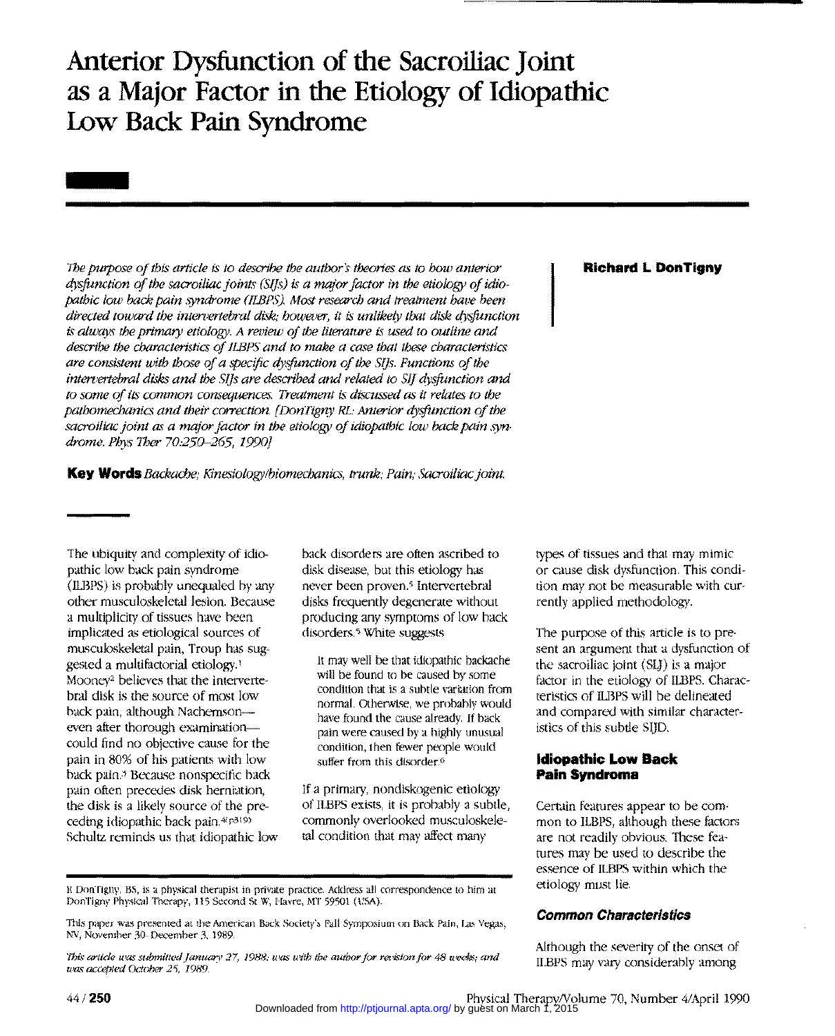# Anterior Dysfunction of the Sacroiliac Joint as a Major Factor in the Etiology of Idiopathic Low Back Pain Syndrome

**Richard L DonTigny**

*The purpose of this article is to describe the author's theories as to how anterior dysfunction of the sacroiliac joints (SIJs) is a major factor in the etiology of idiopathic low back pain syndrome (ILBPS). Most research and treatment have been directed toward the intervertebral disk; however, it is unlikely that disk dysfunction is always the primary etiology. A review of the literature is used to outline and describe the characteristics of ILBPS and to make a case that these characteristics are consistent with those of a specific dysfunction of the SIJs. Functions of the intervertebral disks and the SIJs are described and related to SIJ dysfunction and to some of its common consequences. Treatment is discussed as it relates to the pathomechanics and their correction. [DonTigny RL: Anterior dysfunction of the sacroiliac joint as a major factor in the etiology of idiopathic low back pain syndrome. Phys Ther 70:250–265, 1990]*

**Key Words** *Backache; Kinesiology/biomechanics, trunk; Pain; Sacroiliac joint.*

The ubiquity and complexity of idiopathic low back pain syndrome (ILBPS) is probably unequaled by any other musculoskeletal lesion. Because a multiplicity of tissues have been implicated as etiological sources of musculoskeletal pain, Troup has suggested a multifactorial etiology.[1] Mooney[2] believes that the intervertebral disk is the source of most low back pain, although Nachemson—even after thorough examination—could find no objective cause for the pain in 80% of his patients with low back pain.[3] Because nonspecific back pain often precedes disk herniation, the disk is a likely source of the preceding idiopathic back pain.[4(p319)] Schultz reminds us that idiopathic low back disorders are often ascribed to disk disease, but this etiology has never been proven.[5] Intervertebral disks frequently degenerate without producing any symptoms of low back disorders.[5] White suggests

> It may well be that idiopathic backache will be found to be caused by some condition that is a subtle variation from normal. Otherwise, we probably would have found the cause already. If back pain were caused by a highly unusual condition, then fewer people would suffer from this disorder.[6]

If a primary, nondiskogenic etiology of ILBPS exists, it is probably a subtle, commonly overlooked musculoskeletal condition that may affect many types of tissues and that may mimic or cause disk dysfunction. This condition may not be measurable with currently applied methodology.

The purpose of this article is to present an argument that a dysfunction of the sacroiliac joint (SIJ) is a major factor in the etiology of ILBPS. Characteristics of ILBPS will be delineated and compared with similar characteristics of this subtle SIJD.

## Idiopathic Low Back Pain Syndroma

Certain features appear to be common to ILBPS, although these factors are not readily obvious. These features may be used to describe the essence of ILBPS within which the etiology must lie.

### Common Characteristics

Although the severity of the onset of ILBPS may vary considerably among

---

R DonTigny, BS, is a physical therapist in private practice. Address all correspondence to him at DonTigny Physical Therapy, 115 Second St W, Havre, MT 59501 (USA).

This paper was presented at the American Back Society's Fall Symposium on Back Pain, Las Vegas, NV, November 30–December 3, 1989.

*This article was submitted January 27, 1988; was with the author for revision for 48 weeks; and was accepted October 25, 1989.*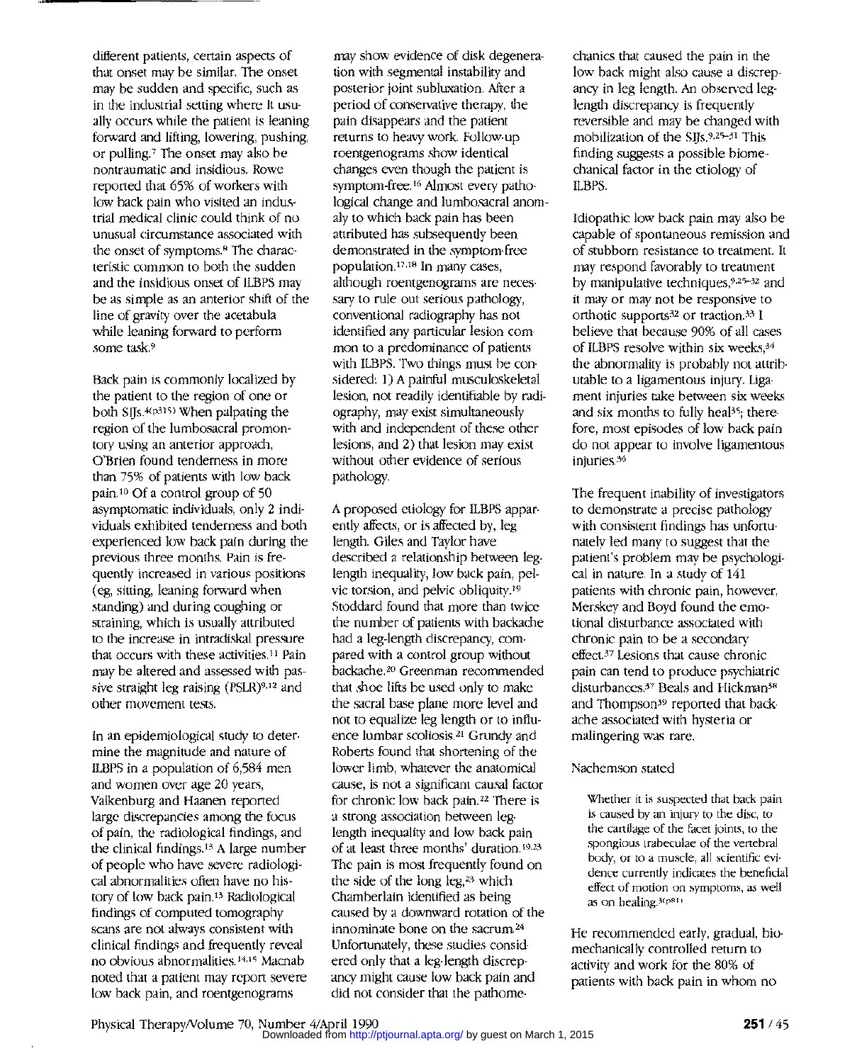different patients, certain aspects of that onset may be similar. The onset may be sudden and specific, such as in the industrial setting where it usually occurs while the patient is leaning forward and lifting, lowering, pushing, or pulling.[7] The onset may also be nontraumatic and insidious. Rowe reported that 65% of workers with low back pain who visited an industrial medical clinic could think of no unusual circumstance associated with the onset of symptoms.[8] The characteristic common to both the sudden and the insidious onset of ILBPS may be as simple as an anterior shift of the line of gravity over the acetabula while leaning forward to perform some task.[9]

Back pain is commonly localized by the patient to the region of one or both SIJs.[4(p315)] When palpating the region of the lumbosacral promontory using an anterior approach, O'Brien found tenderness in more than 75% of patients with low back pain.[10] Of a control group of 50 asymptomatic individuals, only 2 individuals exhibited tenderness and both experienced low back pain during the previous three months. Pain is frequently increased in various positions (eg, sitting, leaning forward when standing) and during coughing or straining, which is usually attributed to the increase in intradiskal pressure that occurs with these activities.[11] Pain may be altered and assessed with passive straight leg raising (PSLR)[9,12] and other movement tests.

In an epidemiological study to determine the magnitude and nature of ILBPS in a population of 6,584 men and women over age 20 years, Valkenburg and Haanen reported large discrepancies among the focus of pain, the radiological findings, and the clinical findings.[13] A large number of people who have severe radiological abnormalities often have no history of low back pain.[13] Radiological findings of computed tomography scans are not always consistent with clinical findings and frequently reveal no obvious abnormalities.[14,15] Macnab noted that a patient may report severe low back pain, and roentgenograms may show evidence of disk degeneration with segmental instability and posterior joint subluxation. After a period of conservative therapy, the pain disappears and the patient returns to heavy work. Follow-up roentgenograms show identical changes even though the patient is symptom-free.[16] Almost every pathological change and lumbosacral anomaly to which back pain has been attributed has subsequently been demonstrated in the symptom-free population.[17,18] In many cases, although roentgenograms are necessary to rule out serious pathology, conventional radiography has not identified any particular lesion common to a predominance of patients with ILBPS. Two things must be considered: 1) A painful musculoskeletal lesion, not readily identifiable by radiography, may exist simultaneously with and independent of these other lesions, and 2) that lesion may exist without other evidence of serious pathology.

A proposed etiology for ILBPS apparently affects, or is affected by, leg length. Giles and Taylor have described a relationship between leg-length inequality, low back pain, pelvic torsion, and pelvic obliquity.[19] Stoddard found that more than twice the number of patients with backache had a leg-length discrepancy, compared with a control group without backache.[20] Greenman recommended that shoe lifts be used only to make the sacral base plane more level and not to equalize leg length or to influence lumbar scoliosis.[21] Grundy and Roberts found that shortening of the lower limb, whatever the anatomical cause, is not a significant causal factor for chronic low back pain.[22] There is a strong association between leg-length inequality and low back pain of at least three months' duration.[19,23] The pain is most frequently found on the side of the long leg,[23] which Chamberlain identified as being caused by a downward rotation of the innominate bone on the sacrum.[24] Unfortunately, these studies considered only that a leg-length discrepancy might cause low back pain and did not consider that the pathomechanics that caused the pain in the low back might also cause a discrepancy in leg length. An observed leg-length discrepancy is frequently reversible and may be changed with mobilization of the SIJs.[9,25–31] This finding suggests a possible biomechanical factor in the etiology of ILBPS.

Idiopathic low back pain may also be capable of spontaneous remission and of stubborn resistance to treatment. It may respond favorably to treatment by manipulative techniques,[9,25–32] and it may or may not be responsive to orthotic supports[32] or traction.[33] I believe that because 90% of all cases of ILBPS resolve within six weeks,[34] the abnormality is probably not attributable to a ligamentous injury. Ligament injuries take between six weeks and six months to fully heal[35]; therefore, most episodes of low back pain do not appear to involve ligamentous injuries.[36]

The frequent inability of investigators to demonstrate a precise pathology with consistent findings has unfortunately led many to suggest that the patient's problem may be psychological in nature. In a study of 141 patients with chronic pain, however, Merskey and Boyd found the emotional disturbance associated with chronic pain to be a secondary effect.[37] Lesions that cause chronic pain can tend to produce psychiatric disturbances.[37] Beals and Hickman[38] and Thompson[39] reported that backache associated with hysteria or malingering was rare.

Nachemson stated

> Whether it is suspected that back pain is caused by an injury to the disc, to the cartilage of the facet joints, to the spongious trabeculae of the vertebral body, or to a muscle, all scientific evidence currently indicates the beneficial effect of motion on symptoms, as well as on healing.[3(p81)]

He recommended early, gradual, biomechanically controlled return to activity and work for the 80% of patients with back pain in whom no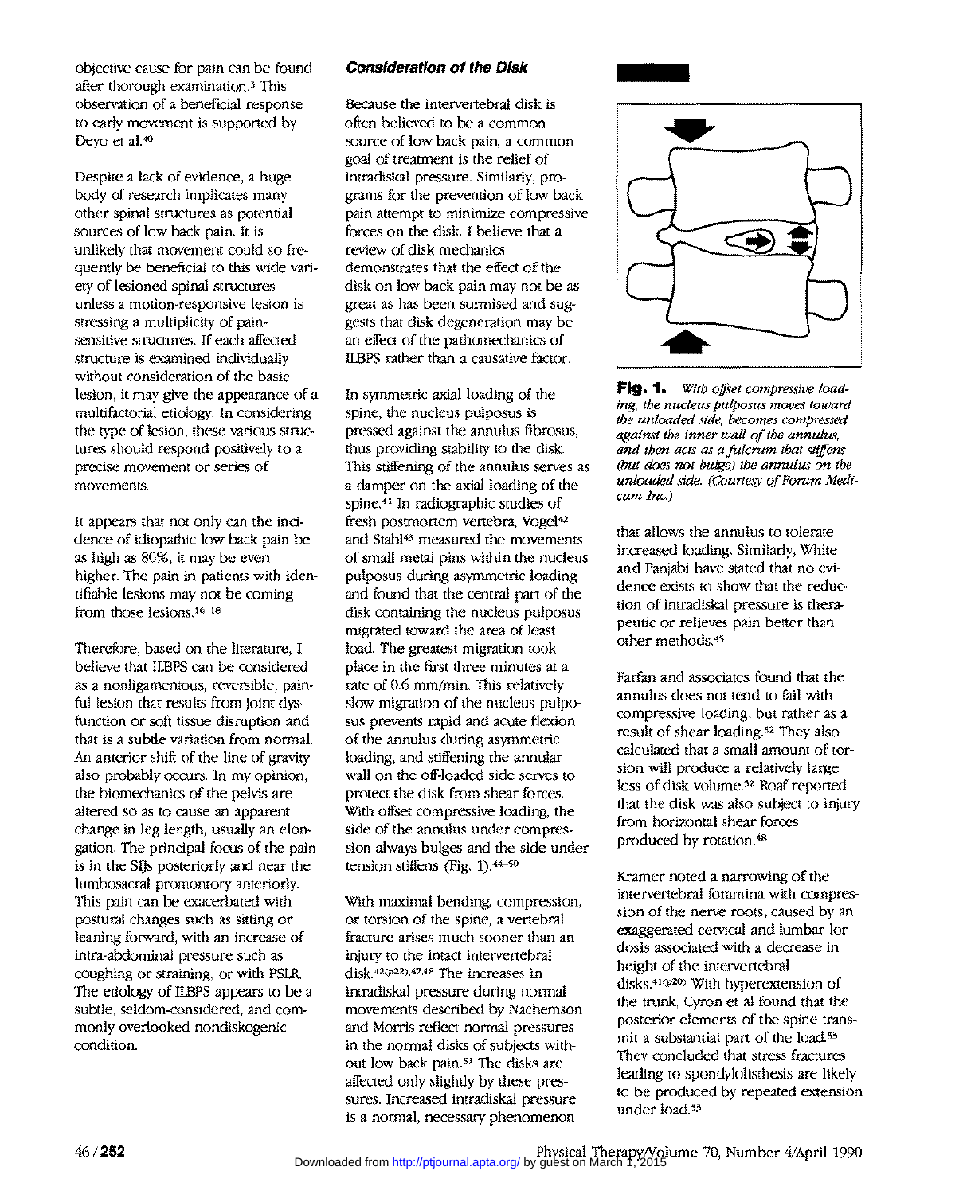objective cause for pain can be found after thorough examination.[3] This observation of a beneficial response to early movement is supported by Deyo et al.[40]

Despite a lack of evidence, a huge body of research implicates many other spinal structures as potential sources of low back pain. It is unlikely that movement could so frequently be beneficial to this wide variety of lesioned spinal structures unless a motion-responsive lesion is stressing a multiplicity of pain-sensitive structures. If each affected structure is examined individually without consideration of the basic lesion, it may give the appearance of a multifactorial etiology. In considering the type of lesion, these various structures should respond positively to a precise movement or series of movements.

It appears that not only can the incidence of idiopathic low back pain be as high as 80%, it may be even higher. The pain in patients with identifiable lesions may not be coming from those lesions.[16–18]

Therefore, based on the literature, I believe that ILBPS can be considered as a nonligamentous, reversible, painful lesion that results from joint dysfunction or soft tissue disruption and that is a subtle variation from normal. An anterior shift of the line of gravity also probably occurs. In my opinion, the biomechanics of the pelvis are altered so as to cause an apparent change in leg length, usually an elongation. The principal focus of the pain is in the SIJs posteriorly and near the lumbosacral promontory anteriorly. This pain can be exacerbated with postural changes such as sitting or leaning forward, with an increase of intra-abdominal pressure such as coughing or straining, or with PSLR. The etiology of ILBPS appears to be a subtle, seldom-considered, and commonly overlooked nondiskogenic condition.

### *Consideration of the Disk*

Because the intervertebral disk is often believed to be a common source of low back pain, a common goal of treatment is the relief of intradiskal pressure. Similarly, programs for the prevention of low back pain attempt to minimize compressive forces on the disk. I believe that a review of disk mechanics demonstrates that the effect of the disk on low back pain may not be as great as has been surmised and suggests that disk degeneration may be an effect of the pathomechanics of ILBPS rather than a causative factor.

In symmetric axial loading of the spine, the nucleus pulposus is pressed against the annulus fibrosus, thus providing stability to the disk. This stiffening of the annulus serves as a damper on the axial loading of the spine.[41] In radiographic studies of fresh postmortem vertebra, Vogel[42] and Stahl[43] measured the movements of small metal pins within the nucleus pulposus during asymmetric loading and found that the central part of the disk containing the nucleus pulposus migrated toward the area of least load. The greatest migration took place in the first three minutes at a rate of 0.6 mm/min. This relatively slow migration of the nucleus pulposus prevents rapid and acute flexion of the annulus during asymmetric loading, and stiffening the annular wall on the off-loaded side serves to protect the disk from shear forces. With offset compressive loading, the side of the annulus under compression always bulges and the side under tension stiffens (Fig. 1).[44–50]

With maximal bending, compression, or torsion of the spine, a vertebral fracture arises much sooner than an injury to the intact intervertebral disk.[42(p22),47,48] The increases in intradiskal pressure during normal movements described by Nachemson and Morris reflect normal pressures in the normal disks of subjects without low back pain.[51] The disks are affected only slightly by these pressures. Increased intradiskal pressure is a normal, necessary phenomenon that allows the annulus to tolerate increased loading. Similarly, White and Panjabi have stated that no evidence exists to show that the reduction of intradiskal pressure is therapeutic or relieves pain better than other methods.[45]

**Fig. 1.** *With offset compressive loading, the nucleus pulposus moves toward the unloaded side, becomes compressed against the inner wall of the annulus, and then acts as a fulcrum that stiffens (but does not bulge) the annulus on the unloaded side. (Courtesy of Forum Medicum Inc.)*

Farfan and associates found that the annulus does not tend to fail with compressive loading, but rather as a result of shear loading.[52] They also calculated that a small amount of torsion will produce a relatively large loss of disk volume.[52] Roaf reported that the disk was also subject to injury from horizontal shear forces produced by rotation.[48]

Kramer noted a narrowing of the intervertebral foramina with compression of the nerve roots, caused by an exaggerated cervical and lumbar lordosis associated with a decrease in height of the intervertebral disks.[41(p20)] With hyperextension of the trunk, Cyron et al found that the posterior elements of the spine transmit a substantial part of the load.[53] They concluded that stress fractures leading to spondylolisthesis are likely to be produced by repeated extension under load.[53]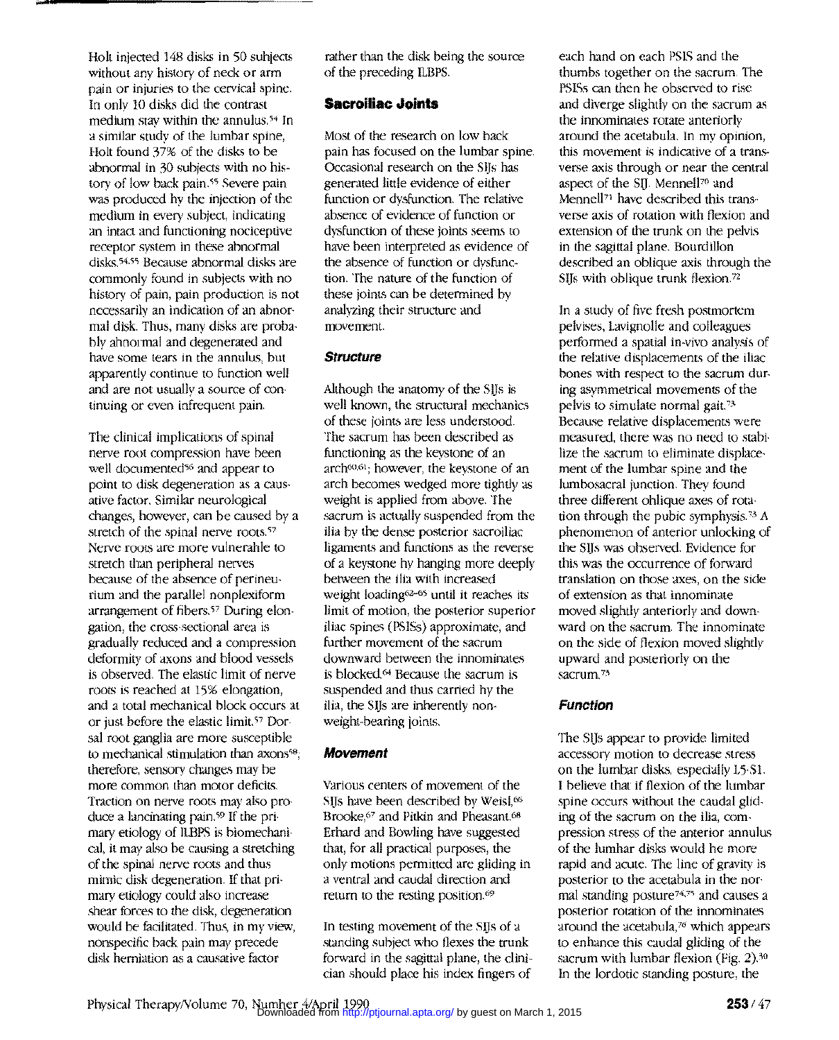Holt injected 148 disks in 50 subjects without any history of neck or arm pain or injuries to the cervical spine. In only 10 disks did the contrast medium stay within the annulus.[54] In a similar study of the lumbar spine, Holt found 37% of the disks to be abnormal in 30 subjects with no history of low back pain.[55] Severe pain was produced by the injection of the medium in every subject, indicating an intact and functioning nociceptive receptor system in these abnormal disks.[54,55] Because abnormal disks are commonly found in subjects with no history of pain, pain production is not necessarily an indication of an abnormal disk. Thus, many disks are probably abnormal and degenerated and have some tears in the annulus, but apparently continue to function well and are not usually a source of continuing or even infrequent pain.

The clinical implications of spinal nerve root compression have been well documented[56] and appear to point to disk degeneration as a causative factor. Similar neurological changes, however, can be caused by a stretch of the spinal nerve roots.[57] Nerve roots are more vulnerable to stretch than peripheral nerves because of the absence of perineurium and the parallel nonplexiform arrangement of fibers.[57] During elongation, the cross-sectional area is gradually reduced and a compression deformity of axons and blood vessels is observed. The elastic limit of nerve roots is reached at 15% elongation, and a total mechanical block occurs at or just before the elastic limit.[57] Dorsal root ganglia are more susceptible to mechanical stimulation than axons[58]; therefore, sensory changes may be more common than motor deficits. Traction on nerve roots may also produce a lancinating pain.[59] If the primary etiology of ILBPS is biomechanical, it may also be causing a stretching of the spinal nerve roots and thus mimic disk degeneration. If that primary etiology could also increase shear forces to the disk, degeneration would be facilitated. Thus, in my view, nonspecific back pain may precede disk herniation as a causative factor rather than the disk being the source of the preceding ILBPS.

## Sacroiliac Joints

Most of the research on low back pain has focused on the lumbar spine. Occasional research on the SIJs has generated little evidence of either function or dysfunction. The relative absence of evidence of function or dysfunction of these joints seems to have been interpreted as evidence of the absence of function or dysfunction. The nature of the function of these joints can be determined by analyzing their structure and movement.

### *Structure*

Although the anatomy of the SIJs is well known, the structural mechanics of these joints are less understood. The sacrum has been described as functioning as the keystone of an arch[60,61]; however, the keystone of an arch becomes wedged more tightly as weight is applied from above. The sacrum is actually suspended from the ilia by the dense posterior sacroiliac ligaments and functions as the reverse of a keystone by hanging more deeply between the ilia with increased weight loading[62–65] until it reaches its limit of motion, the posterior superior iliac spines (PSISs) approximate, and further movement of the sacrum downward between the innominates is blocked.[64] Because the sacrum is suspended and thus carried by the ilia, the SIJs are inherently non-weight-bearing joints.

### *Movement*

Various centers of movement of the SIJs have been described by Weisl,[66] Brooke,[67] and Pitkin and Pheasant.[68] Erhard and Bowling have suggested that, for all practical purposes, the only motions permitted are gliding in a ventral and caudal direction and return to the resting position.[69]

In testing movement of the SIJs of a standing subject who flexes the trunk forward in the sagittal plane, the clinician should place his index fingers of each hand on each PSIS and the thumbs together on the sacrum. The PSISs can then be observed to rise and diverge slightly on the sacrum as the innominates rotate anteriorly around the acetabula. In my opinion, this movement is indicative of a transverse axis through or near the central aspect of the SIJ. Mennell[70] and Mennell[71] have described this transverse axis of rotation with flexion and extension of the trunk on the pelvis in the sagittal plane. Bourdillon described an oblique axis through the SIJs with oblique trunk flexion.[72]

In a study of five fresh postmortem pelvises, Lavignolle and colleagues performed a spatial in-vivo analysis of the relative displacements of the iliac bones with respect to the sacrum during asymmetrical movements of the pelvis to simulate normal gait.[73] Because relative displacements were measured, there was no need to stabilize the sacrum to eliminate displacement of the lumbar spine and the lumbosacral junction. They found three different oblique axes of rotation through the pubic symphysis.[73] A phenomenon of anterior unlocking of the SIJs was observed. Evidence for this was the occurrence of forward translation on those axes, on the side of extension as that innominate moved slightly anteriorly and downward on the sacrum. The innominate on the side of flexion moved slightly upward and posteriorly on the sacrum.[73]

### *Function*

The SIJs appear to provide limited accessory motion to decrease stress on the lumbar disks, especially L5-S1. I believe that if flexion of the lumbar spine occurs without the caudal gliding of the sacrum on the ilia, compression stress of the anterior annulus of the lumbar disks would be more rapid and acute. The line of gravity is posterior to the acetabula in the normal standing posture[74,75] and causes a posterior rotation of the innominates around the acetabula,[76] which appears to enhance this caudal gliding of the sacrum with lumbar flexion (Fig. 2).[30] In the lordotic standing posture, the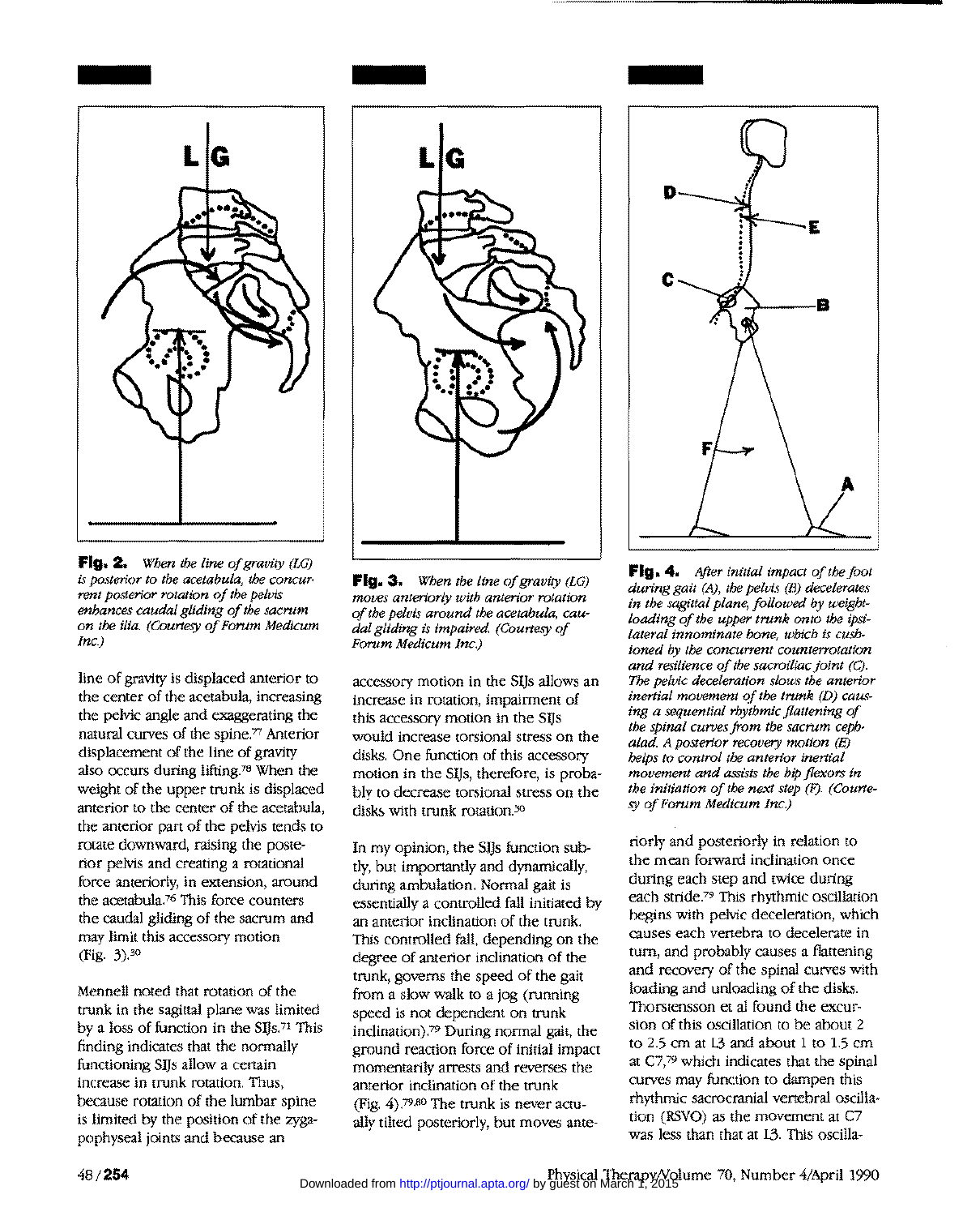**Fig. 2.** *When the line of gravity (LG) is posterior to the acetabula, the concurrent posterior rotation of the pelvis enhances caudal gliding of the sacrum on the ilia. (Courtesy of Forum Medicum Inc.)*

**Fig. 3.** *When the line of gravity (LG) moves anteriorly with anterior rotation of the pelvis around the acetabula, caudal gliding is impaired. (Courtesy of Forum Medicum Inc.)*

**Fig. 4.** *After initial impact of the foot during gait (A), the pelvis (B) decelerates in the sagittal plane, followed by weight-loading of the upper trunk onto the ipsilateral innominate bone, which is cushioned by the concurrent counterrotation and resilience of the sacroiliac joint (C). The pelvic deceleration slows the anterior inertial movement of the trunk (D) causing a sequential rhythmic flattening of the spinal curves from the sacrum cephalad. A posterior recovery motion (E) helps to control the anterior inertial movement and assists the hip flexors in the initiation of the next step (F). (Courtesy of Forum Medicum Inc.)*

line of gravity is displaced anterior to the center of the acetabula, increasing the pelvic angle and exaggerating the natural curves of the spine.[77] Anterior displacement of the line of gravity also occurs during lifting.[78] When the weight of the upper trunk is displaced anterior to the center of the acetabula, the anterior part of the pelvis tends to rotate downward, raising the posterior pelvis and creating a rotational force anteriorly, in extension, around the acetabula.[76] This force counters the caudal gliding of the sacrum and may limit this accessory motion (Fig. 3).[30]

Mennell noted that rotation of the trunk in the sagittal plane was limited by a loss of function in the SIJs.[71] This finding indicates that the normally functioning SIJs allow a certain increase in trunk rotation. Thus, because rotation of the lumbar spine is limited by the position of the zygapophyseal joints and because an accessory motion in the SIJs allows an increase in rotation, impairment of this accessory motion in the SIJs would increase torsional stress on the disks. One function of this accessory motion in the SIJs, therefore, is probably to decrease torsional stress on the disks with trunk rotation.[30]

In my opinion, the SIJs function subtly, but importantly and dynamically, during ambulation. Normal gait is essentially a controlled fall initiated by an anterior inclination of the trunk. This controlled fall, depending on the degree of anterior inclination of the trunk, governs the speed of the gait from a slow walk to a jog (running speed is not dependent on trunk inclination).[79] During normal gait, the ground reaction force of initial impact momentarily arrests and reverses the anterior inclination of the trunk (Fig. 4).[79,80] The trunk is never actually tilted posteriorly, but moves anteriorly and posteriorly in relation to the mean forward inclination once during each step and twice during each stride.[79] This rhythmic oscillation begins with pelvic deceleration, which causes each vertebra to decelerate in turn, and probably causes a flattening and recovery of the spinal curves with loading and unloading of the disks. Thorstensson et al found the excursion of this oscillation to be about 2 to 2.5 cm at L3 and about 1 to 1.5 cm at C7,[79] which indicates that the spinal curves may function to dampen this rhythmic sacrocranial vertebral oscillation (RSVO) as the movement at C7 was less than that at L3. This oscilla-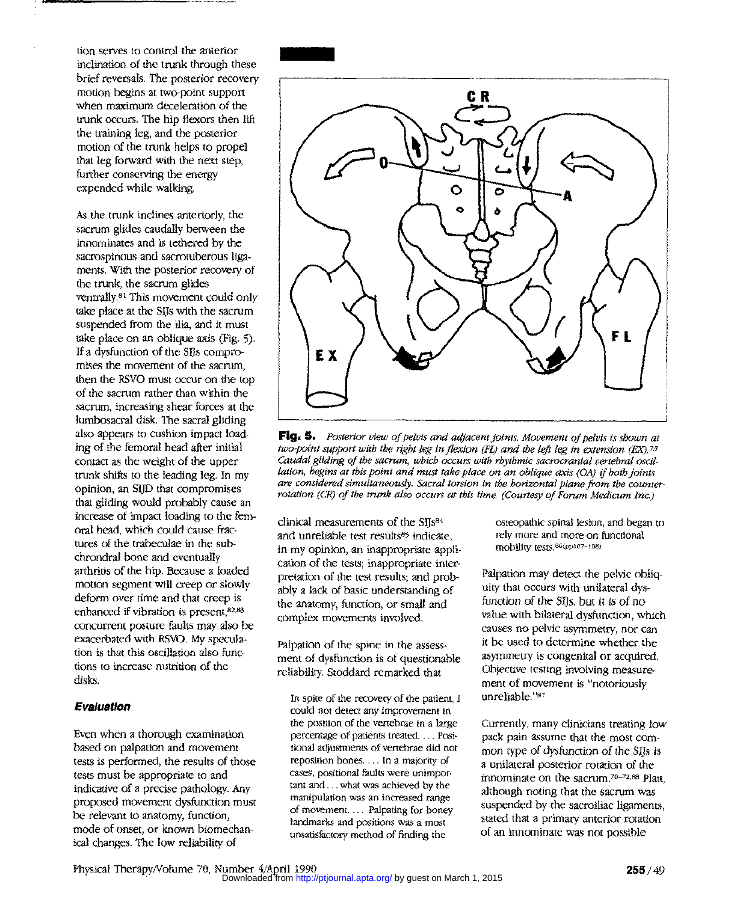tion serves to control the anterior inclination of the trunk through these brief reversals. The posterior recovery motion begins at two-point support when maximum deceleration of the trunk occurs. The hip flexors then lift the training leg, and the posterior motion of the trunk helps to propel that leg forward with the next step, further conserving the energy expended while walking.

As the trunk inclines anteriorly, the sacrum glides caudally between the innominates and is tethered by the sacrospinous and sacrotuberous ligaments. With the posterior recovery of the trunk, the sacrum glides ventrally.[81] This movement could only take place at the SIJs with the sacrum suspended from the ilia, and it must take place on an oblique axis (Fig. 5). If a dysfunction of the SIJs compromises the movement of the sacrum, then the RSVO must occur on the top of the sacrum rather than within the sacrum, increasing shear forces at the lumbosacral disk. The sacral gliding also appears to cushion impact loading of the femoral head after initial contact as the weight of the upper trunk shifts to the leading leg. In my opinion, an SIJD that compromises that gliding would probably cause an increase of impact loading to the femoral head, which could cause fractures of the trabeculae in the subchrondral bone and eventually arthritis of the hip. Because a loaded motion segment will creep or slowly deform over time and that creep is enhanced if vibration is present,[82,83] concurrent posture faults may also be exacerbated with RSVO. My speculation is that this oscillation also functions to increase nutrition of the disks.

**Fig. 5.** *Posterior view of pelvis and adjacent joints. Movement of pelvis is shown at two-point support with the right leg in flexion (FL) and the left leg in extension (EX).[73] Caudal gliding of the sacrum, which occurs with rhythmic sacrocranial vertebral oscillation, begins at this point and must take place on an oblique axis (OA) if both joints are considered simultaneously. Sacral torsion in the horizontal plane from the counterrotation (CR) of the trunk also occurs at this time. (Courtesy of Forum Medicum Inc.)*

### Evaluation

Even when a thorough examination based on palpation and movement tests is performed, the results of those tests must be appropriate to and indicative of a precise pathology. Any proposed movement dysfunction must be relevant to anatomy, function, mode of onset, or known biomechanical changes. The low reliability of clinical measurements of the SIJs[84] and unreliable test results[85] indicate, in my opinion, an inappropriate application of the tests; inappropriate interpretation of the test results; and probably a lack of basic understanding of the anatomy, function, or small and complex movements involved.

Palpation of the spine in the assessment of dysfunction is of questionable reliability. Stoddard remarked that

> In spite of the recovery of the patient, I could not detect any improvement in the position of the vertebrae in a large percentage of patients treated. . . . Positional adjustments of vertebrae did not reposition bones. . . . In a majority of cases, positional faults were unimportant and . . . what was achieved by the manipulation was an increased range of movement. . . . Palpating for boney landmarks and positions was a most unsatisfactory method of finding the osteopathic spinal lesion, and began to rely more and more on functional mobility tests.[86(pp107–108)]

Palpation may detect the pelvic obliquity that occurs with unilateral dysfunction of the SIJs, but it is of no value with bilateral dysfunction, which causes no pelvic asymmetry, nor can it be used to determine whether the asymmetry is congenital or acquired. Objective testing involving measurement of movement is "notoriously unreliable."[87]

Currently, many clinicians treating low pack pain assume that the most common type of dysfunction of the SIJs is a unilateral posterior rotation of the innominate on the sacrum.[70–74,88] Platt, although noting that the sacrum was suspended by the sacroiliac ligaments, stated that a primary anterior rotation of an innominate was not possible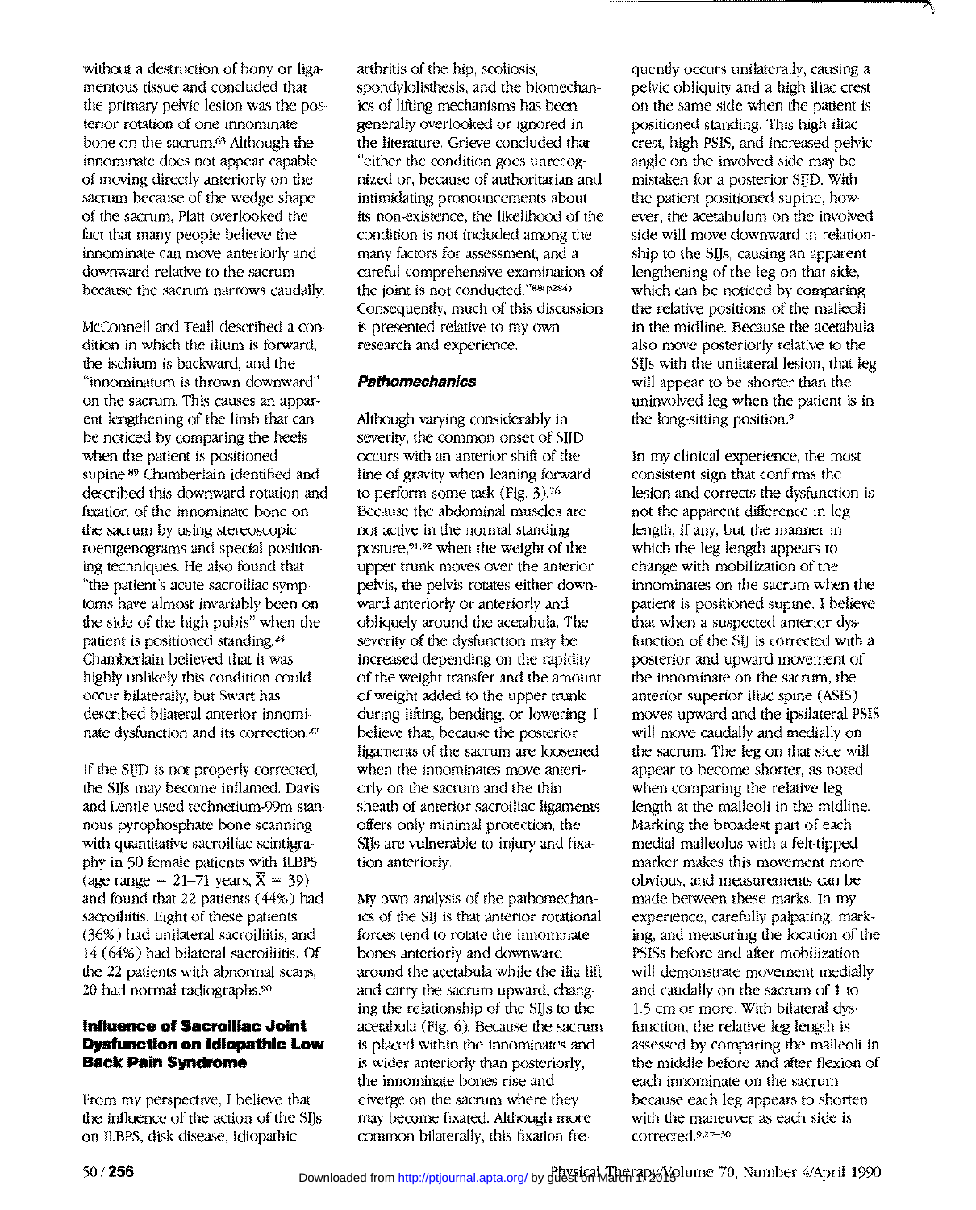without a destruction of bony or ligamentous tissue and concluded that the primary pelvic lesion was the posterior rotation of one innominate bone on the sacrum.[63] Although the innominate does not appear capable of moving directly anteriorly on the sacrum because of the wedge shape of the sacrum, Platt overlooked the fact that many people believe the innominate can move anteriorly and downward relative to the sacrum because the sacrum narrows caudally.

McConnell and Teall described a condition in which the ilium is forward, the ischium is backward, and the "innominatum is thrown downward" on the sacrum. This causes an apparent lengthening of the limb that can be noticed by comparing the heels when the patient is positioned supine.[89] Chamberlain identified and described this downward rotation and fixation of the innominate bone on the sacrum by using stereoscopic roentgenograms and special positioning techniques. He also found that "the patient's acute sacroiliac symptoms have almost invariably been on the side of the high pubis" when the patient is positioned standing.[24] Chamberlain believed that it was highly unlikely this condition could occur bilaterally, but Swart has described bilateral anterior innominate dysfunction and its correction.[27]

If the SIJD is not properly corrected, the SIJs may become inflamed. Davis and Lentle used technetium-99m stannous pyrophosphate bone scanning with quantitative sacroiliac scintigraphy in 50 female patients with ILBPS (age range = 21–71 years, $\bar{X}$ = 39) and found that 22 patients (44%) had sacroiliitis. Eight of these patients (36%) had unilateral sacroiliitis, and 14 (64%) had bilateral sacroiliitis. Of the 22 patients with abnormal scans, 20 had normal radiographs.[90]

## Influence of Sacroiliac Joint Dysfunction on Idiopathic Low Back Pain Syndrome

From my perspective, I believe that the influence of the action of the SIJs on ILBPS, disk disease, idiopathic arthritis of the hip, scoliosis, spondylolisthesis, and the biomechanics of lifting mechanisms has been generally overlooked or ignored in the literature. Grieve concluded that "either the condition goes unrecognized or, because of authoritarian and intimidating pronouncements about its non-existence, the likelihood of the condition is not included among the many factors for assessment, and a careful comprehensive examination of the joint is not conducted."[88(p284)] Consequently, much of this discussion is presented relative to my own research and experience.

### *Pathomechanics*

Although varying considerably in severity, the common onset of SIJD occurs with an anterior shift of the line of gravity when leaning forward to perform some task (Fig. 3).[76] Because the abdominal muscles are not active in the normal standing posture,[91,92] when the weight of the upper trunk moves over the anterior pelvis, the pelvis rotates either downward anteriorly or anteriorly and obliquely around the acetabula. The severity of the dysfunction may be increased depending on the rapidity of the weight transfer and the amount of weight added to the upper trunk during lifting, bending, or lowering. I believe that, because the posterior ligaments of the sacrum are loosened when the innominates move anteriorly on the sacrum and the thin sheath of anterior sacroiliac ligaments offers only minimal protection, the SIJs are vulnerable to injury and fixation anteriorly.

My own analysis of the pathomechanics of the SIJ is that anterior rotational forces tend to rotate the innominate bones anteriorly and downward around the acetabula while the ilia lift and carry the sacrum upward, changing the relationship of the SIJs to the acetabula (Fig. 6). Because the sacrum is placed within the innominates and is wider anteriorly than posteriorly, the innominate bones rise and diverge on the sacrum where they may become fixated. Although more common bilaterally, this fixation frequently occurs unilaterally, causing a pelvic obliquity and a high iliac crest on the same side when the patient is positioned standing. This high iliac crest, high PSIS, and increased pelvic angle on the involved side may be mistaken for a posterior SIJD. With the patient positioned supine, however, the acetabulum on the involved side will move downward in relationship to the SIJs, causing an apparent lengthening of the leg on that side, which can be noticed by comparing the relative positions of the malleoli in the midline. Because the acetabula also move posteriorly relative to the SIJs with the unilateral lesion, that leg will appear to be shorter than the uninvolved leg when the patient is in the long-sitting position.[9]

In my clinical experience, the most consistent sign that confirms the lesion and corrects the dysfunction is not the apparent difference in leg length, if any, but the manner in which the leg length appears to change with mobilization of the innominates on the sacrum when the patient is positioned supine. I believe that when a suspected anterior dysfunction of the SIJ is corrected with a posterior and upward movement of the innominate on the sacrum, the anterior superior iliac spine (ASIS) moves upward and the ipsilateral PSIS will move caudally and medially on the sacrum. The leg on that side will appear to become shorter, as noted when comparing the relative leg length at the malleoli in the midline. Marking the broadest part of each medial malleolus with a felt-tipped marker makes this movement more obvious, and measurements can be made between these marks. In my experience, carefully palpating, marking, and measuring the location of the PSISs before and after mobilization will demonstrate movement medially and caudally on the sacrum of 1 to 1.5 cm or more. With bilateral dysfunction, the relative leg length is assessed by comparing the malleoli in the middle before and after flexion of each innominate on the sacrum because each leg appears to shorten with the maneuver as each side is corrected.[9,27–30]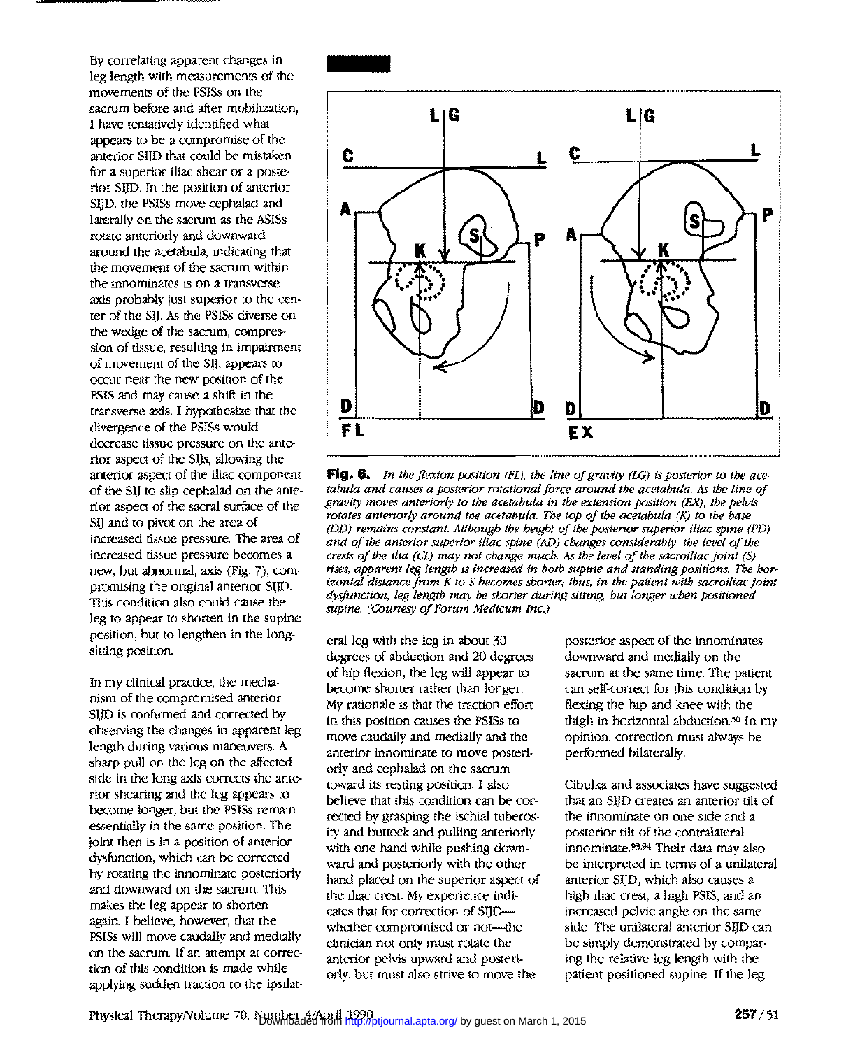By correlating apparent changes in leg length with measurements of the movements of the PSISs on the sacrum before and after mobilization, I have tentatively identified what appears to be a compromise of the anterior SIJD that could be mistaken for a superior iliac shear or a posterior SIJD. In the position of anterior SIJD, the PSISs move cephalad and laterally on the sacrum as the ASISs rotate anteriorly and downward around the acetabula, indicating that the movement of the sacrum within the innominates is on a transverse axis probably just superior to the center of the SIJ. As the PSISs diverse on the wedge of the sacrum, compression of tissue, resulting in impairment of movement of the SIJ, appears to occur near the new position of the PSIS and may cause a shift in the transverse axis. I hypothesize that the divergence of the PSISs would decrease tissue pressure on the anterior aspect of the SIJs, allowing the anterior aspect of the iliac component of the SIJ to slip cephalad on the anterior aspect of the sacral surface of the SIJ and to pivot on the area of increased tissue pressure. The area of increased tissue pressure becomes a new, but abnormal, axis (Fig. 7), compromising the original anterior SIJD. This condition also could cause the leg to appear to shorten in the supine position, but to lengthen in the long-sitting position.

**Fig. 6.** *In the flexion position (FL), the line of gravity (LG) is posterior to the acetabula and causes a posterior rotational force around the acetabula. As the line of gravity moves anteriorly to the acetabula in the extension position (EX), the pelvis rotates anteriorly around the acetabula. The top of the acetabula (K) to the base (DD) remains constant. Although the height of the posterior superior iliac spine (PD) and of the anterior superior iliac spine (AD) changes considerably, the level of the crests of the ilia (CL) may not change much. As the level of the sacroiliac joint (S) rises, apparent leg length is increased in both supine and standing positions. The horizontal distance from K to S becomes shorter; thus, in the patient with sacroiliac joint dysfunction, leg length may be shorter during sitting, but longer when positioned supine. (Courtesy of Forum Medicum Inc.)*

In my clinical practice, the mechanism of the compromised anterior SIJD is confirmed and corrected by observing the changes in apparent leg length during various maneuvers. A sharp pull on the leg on the affected side in the long axis corrects the anterior shearing and the leg appears to become longer, but the PSISs remain essentially in the same position. The joint then is in a position of anterior dysfunction, which can be corrected by rotating the innominate posteriorly and downward on the sacrum. This makes the leg appear to shorten again. I believe, however, that the PSISs will move caudally and medially on the sacrum. If an attempt at correction of this condition is made while applying sudden traction to the ipsilateral leg with the leg in about 30 degrees of abduction and 20 degrees of hip flexion, the leg will appear to become shorter rather than longer. My rationale is that the traction effort in this position causes the PSISs to move caudally and medially and the anterior innominate to move posteriorly and cephalad on the sacrum toward its resting position. I also believe that this condition can be corrected by grasping the ischial tuberosity and buttock and pulling anteriorly with one hand while pushing downward and posteriorly with the other hand placed on the superior aspect of the iliac crest. My experience indicates that for correction of SIJD—whether compromised or not—the clinician not only must rotate the anterior pelvis upward and posteriorly, but must also strive to move the posterior aspect of the innominates downward and medially on the sacrum at the same time. The patient can self-correct for this condition by flexing the hip and knee with the thigh in horizontal abduction.[30] In my opinion, correction must always be performed bilaterally.

Cibulka and associates have suggested that an SIJD creates an anterior tilt of the innominate on one side and a posterior tilt of the contralateral innominate.[93,94] Their data may also be interpreted in terms of a unilateral anterior SIJD, which also causes a high iliac crest, a high PSIS, and an increased pelvic angle on the same side. The unilateral anterior SIJD can be simply demonstrated by comparing the relative leg length with the patient positioned supine. If the leg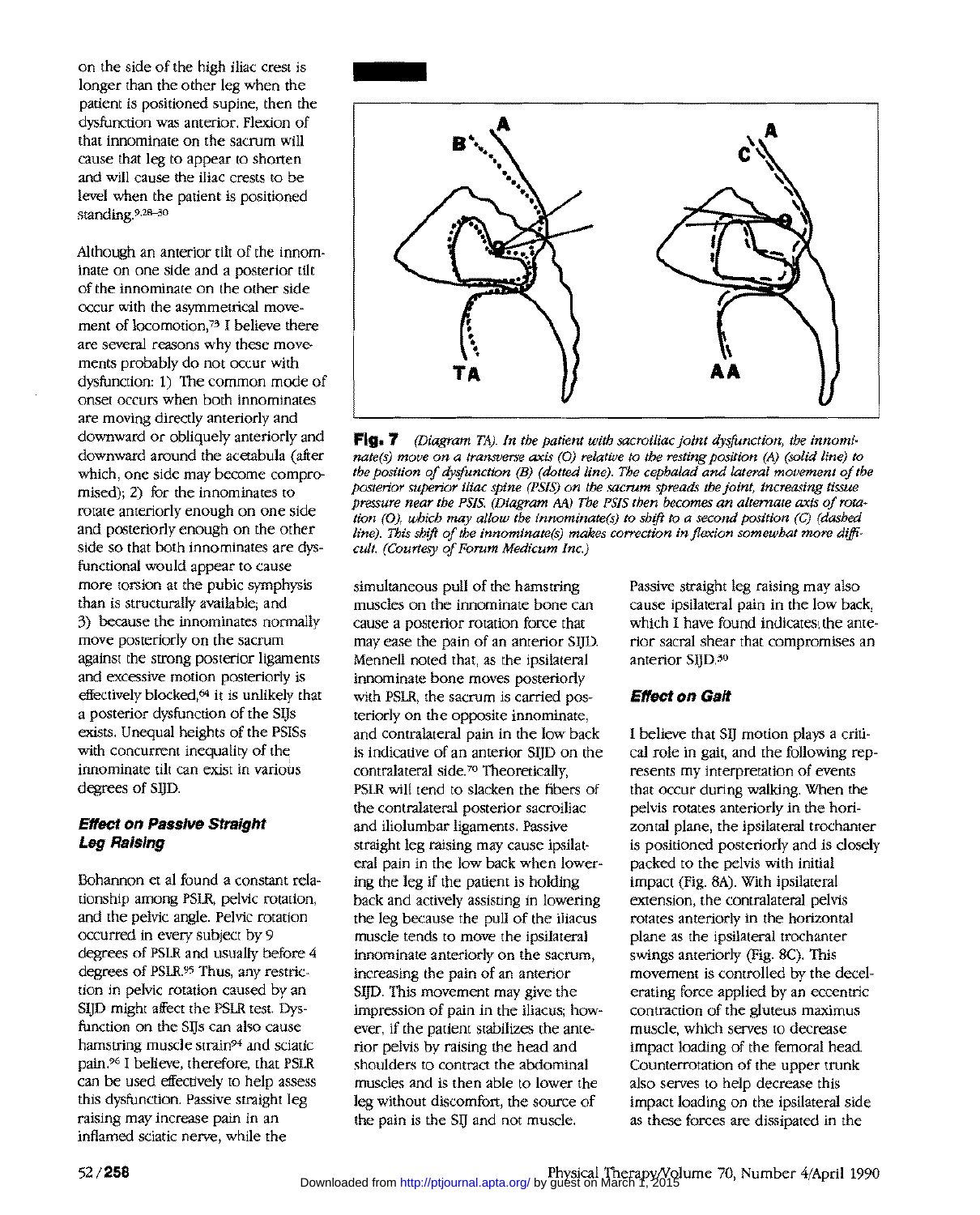on the side of the high iliac crest is longer than the other leg when the patient is positioned supine, then the dysfunction was anterior. Flexion of that innominate on the sacrum will cause that leg to appear to shorten and will cause the iliac crests to be level when the patient is positioned standing.[9,28–30]

Although an anterior tilt of the innominate on one side and a posterior tilt of the innominate on the other side occur with the asymmetrical movement of locomotion,[73] I believe there are several reasons why these movements probably do not occur with dysfunction: 1) The common mode of onset occurs when both innominates are moving directly anteriorly and downward or obliquely anteriorly and downward around the acetabula (after which, one side may become compromised); 2) for the innominates to rotate anteriorly enough on one side and posteriorly enough on the other side so that both innominates are dysfunctional would appear to cause more torsion at the pubic symphysis than is structurally available; and 3) because the innominates normally move posteriorly on the sacrum against the strong posterior ligaments and excessive motion posteriorly is effectively blocked,[64] it is unlikely that a posterior dysfunction of the SIJs exists. Unequal heights of the PSISs with concurrent inequality of the innominate tilt can exist in various degrees of SIJD.

**Fig. 7** *(Diagram TA). In the patient with sacroiliac joint dysfunction, the innominate(s) move on a transverse axis (O) relative to the resting position (A) (solid line) to the position of dysfunction (B) (dotted line). The cephalad and lateral movement of the posterior superior iliac spine (PSIS) on the sacrum spreads the joint, increasing tissue pressure near the PSIS. (Diagram AA) The PSIS then becomes an alternate axis of rotation (O), which may allow the innominate(s) to shift to a second position (C) (dashed line). This shift of the innominate(s) makes correction in flexion somewhat more difficult. (Courtesy of Forum Medicum Inc.)*

### Effect on Passive Straight Leg Raising

Bohannon et al found a constant relationship among PSLR, pelvic rotation, and the pelvic angle. Pelvic rotation occurred in every subject by 9 degrees of PSLR and usually before 4 degrees of PSLR.[95] Thus, any restriction in pelvic rotation caused by an SIJD might affect the PSLR test. Dysfunction on the SIJs can also cause hamstring muscle strain[94] and sciatic pain.[96] I believe, therefore, that PSLR can be used effectively to help assess this dysfunction. Passive straight leg raising may increase pain in an inflamed sciatic nerve, while the simultaneous pull of the hamstring muscles on the innominate bone can cause a posterior rotation force that may ease the pain of an anterior SIJD. Mennell noted that, as the ipsilateral innominate bone moves posteriorly with PSLR, the sacrum is carried posteriorly on the opposite innominate, and contralateral pain in the low back is indicative of an anterior SIJD on the contralateral side.[70] Theoretically, PSLR will tend to slacken the fibers of the contralateral posterior sacroiliac and iliolumbar ligaments. Passive straight leg raising may cause ipsilateral pain in the low back when lowering the leg if the patient is holding back and actively assisting in lowering the leg because the pull of the iliacus muscle tends to move the ipsilateral innominate anteriorly on the sacrum, increasing the pain of an anterior SIJD. This movement may give the impression of pain in the iliacus; however, if the patient stabilizes the anterior pelvis by raising the head and shoulders to contract the abdominal muscles and is then able to lower the leg without discomfort, the source of the pain is the SIJ and not muscle. Passive straight leg raising may also cause ipsilateral pain in the low back, which I have found indicates the anterior sacral shear that compromises an anterior SIJD.[30]

### Effect on Gait

I believe that SIJ motion plays a critical role in gait, and the following represents my interpretation of events that occur during walking. When the pelvis rotates anteriorly in the horizontal plane, the ipsilateral trochanter is positioned posteriorly and is closely packed to the pelvis with initial impact (Fig. 8A). With ipsilateral extension, the contralateral pelvis rotates anteriorly in the horizontal plane as the ipsilateral trochanter swings anteriorly (Fig. 8C). This movement is controlled by the decelerating force applied by an eccentric contraction of the gluteus maximus muscle, which serves to decrease impact loading of the femoral head. Counterrotation of the upper trunk also serves to help decrease this impact loading on the ipsilateral side as these forces are dissipated in the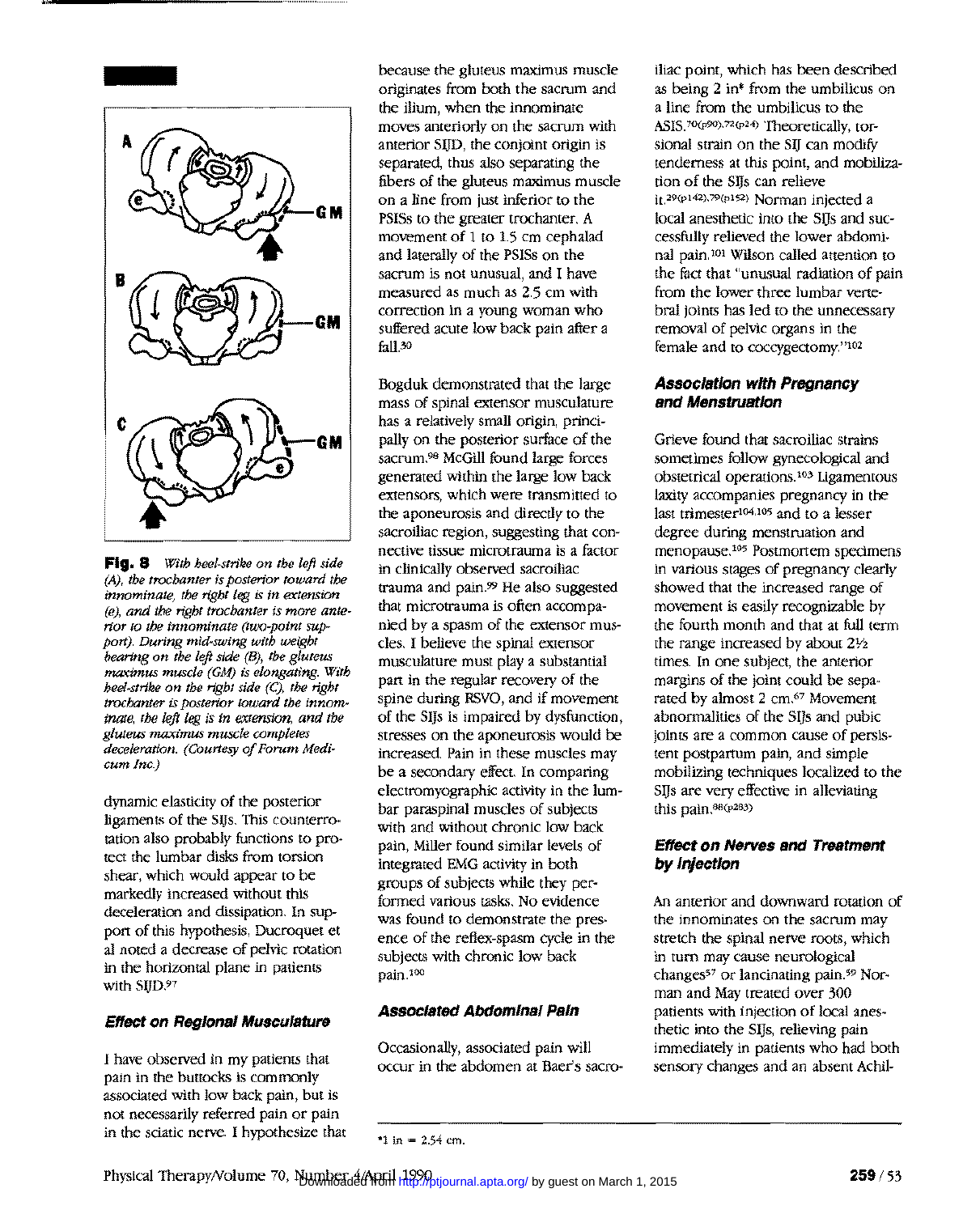**Fig. 8** *With heel-strike on the left side (A), the trochanter is posterior toward the innominate, the right leg is in extension (e), and the right trochanter is more anterior to the innominate (two-point support). During mid-swing with weight bearing on the left side (B), the gluteus maximus muscle (GM) is elongating. With heel-strike on the right side (C), the right trochanter is posterior toward the innominate, the left leg is in extension, and the gluteus maximus muscle completes deceleration. (Courtesy of Forum Medicum Inc.)*

dynamic elasticity of the posterior ligaments of the SIJs. This counterrotation also probably functions to protect the lumbar disks from torsion shear, which would appear to be markedly increased without this deceleration and dissipation. In support of this hypothesis, Ducroquet et al noted a decrease of pelvic rotation in the horizontal plane in patients with SIJD.[97]

### Effect on Regional Musculature

I have observed in my patients that pain in the buttocks is commonly associated with low back pain, but is not necessarily referred pain or pain in the sciatic nerve. I hypothesize that because the gluteus maximus muscle originates from both the sacrum and the ilium, when the innominate moves anteriorly on the sacrum with anterior SIJD, the conjoint origin is separated, thus also separating the fibers of the gluteus maximus muscle on a line from just inferior to the PSISs to the greater trochanter. A movement of 1 to 1.5 cm cephalad and laterally of the PSISs on the sacrum is not unusual, and I have measured as much as 2.5 cm with correction in a young woman who suffered acute low back pain after a fall.[30]

Bogduk demonstrated that the large mass of spinal extensor musculature has a relatively small origin, principally on the posterior surface of the sacrum.[98] McGill found large forces generated within the large low back extensors, which were transmitted to the aponeurosis and directly to the sacroiliac region, suggesting that connective tissue microtrauma is a factor in clinically observed sacroiliac trauma and pain.[99] He also suggested that microtrauma is often accompanied by a spasm of the extensor muscles. I believe the spinal extensor musculature must play a substantial part in the regular recovery of the spine during RSVO, and if movement of the SIJs is impaired by dysfunction, stresses on the aponeurosis would be increased. Pain in these muscles may be a secondary effect. In comparing electromyographic activity in the lumbar paraspinal muscles of subjects with and without chronic low back pain, Miller found similar levels of integrated EMG activity in both groups of subjects while they performed various tasks. No evidence was found to demonstrate the presence of the reflex-spasm cycle in the subjects with chronic low back pain.[100]

### Associated Abdominal Pain

Occasionally, associated pain will occur in the abdomen at Baer's sacroiliac point, which has been described as being 2 in* from the umbilicus on a line from the umbilicus to the ASIS.[70(p90),72(p24)] Theoretically, torsional strain on the SIJ can modify tenderness at this point, and mobilization of the SIJs can relieve it.[29(p142),79(p152)] Norman injected a local anesthetic into the SIJs and successfully relieved the lower abdominal pain.[101] Wilson called attention to the fact that "unusual radiation of pain from the lower three lumbar vertebral joints has led to the unnecessary removal of pelvic organs in the female and to coccygectomy."[102]

### Association with Pregnancy and Menstruation

Grieve found that sacroiliac strains sometimes follow gynecological and obstetrical operations.[103] Ligamentous laxity accompanies pregnancy in the last trimester[104,105] and to a lesser degree during menstruation and menopause.[105] Postmortem specimens in various stages of pregnancy clearly showed that the increased range of movement is easily recognizable by the fourth month and that at full term the range increased by about 2½ times. In one subject, the anterior margins of the joint could be separated by almost 2 cm.[67] Movement abnormalities of the SIJs and pubic joints are a common cause of persistent postpartum pain, and simple mobilizing techniques localized to the SIJs are very effective in alleviating this pain.[86(p283)]

### Effect on Nerves and Treatment by Injection

An anterior and downward rotation of the innominates on the sacrum may stretch the spinal nerve roots, which in turn may cause neurological changes[57] or lancinating pain.[59] Norman and May treated over 300 patients with injection of local anesthetic into the SIJs, relieving pain immediately in patients who had both sensory changes and an absent Achil-

*1 in = 2.54 cm.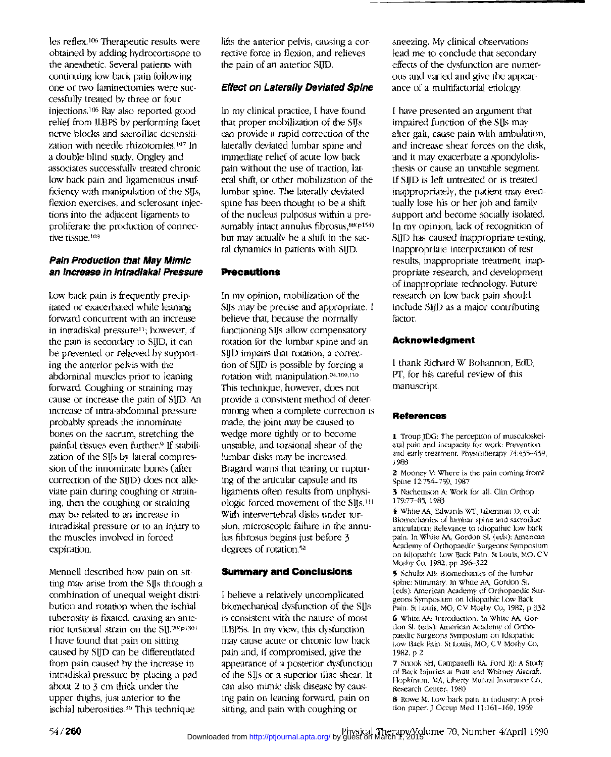les reflex.[106] Therapeutic results were obtained by adding hydrocortisone to the anesthetic. Several patients with continuing low back pain following one or two laminectomies were successfully treated by three or four injections.[106] Ray also reported good relief from ILBPS by performing facet nerve blocks and sacroiliac desensitization with needle rhizotomies.[107] In a double-blind study, Ongley and associates successfully treated chronic low back pain and ligamentous insufficiency with manipulation of the SIJs, flexion exercises, and sclerosant injections into the adjacent ligaments to proliferate the production of connective tissue.[108]

### Pain Production that May Mimic an Increase in Intradiskal Pressure

Low back pain is frequently precipitated or exacerbated while leaning forward concurrent with an increase in intradiskal pressure[11]; however, if the pain is secondary to SIJD, it can be prevented or relieved by supporting the anterior pelvis with the abdominal muscles prior to leaning forward. Coughing or straining may cause or increase the pain of SIJD. An increase of intra-abdominal pressure probably spreads the innominate bones on the sacrum, stretching the painful tissues even further.[9] If stabilization of the SIJs by lateral compression of the innominate bones (after correction of the SIJD) does not alleviate pain during coughing or straining, then the coughing or straining may be related to an increase in intradiskal pressure or to an injury to the muscles involved in forced expiration.

Mennell described how pain on sitting may arise from the SIJs through a combination of unequal weight distribution and rotation when the ischial tuberosity is fixated, causing an anterior torsional strain on the SIJ.[70(p130)] I have found that pain on sitting caused by SIJD can be differentiated from pain caused by the increase in intradiskal pressure by placing a pad about 2 to 3 cm thick under the upper thighs, just anterior to the ischial tuberosities.[40] This technique lifts the anterior pelvis, causing a corrective force in flexion, and relieves the pain of an anterior SIJD.

### Effect on Laterally Deviated Spine

In my clinical practice, I have found that proper mobilization of the SIJs can provide a rapid correction of the laterally deviated lumbar spine and immediate relief of acute low back pain without the use of traction, lateral shift, or other mobilization of the lumbar spine. The laterally deviated spine has been thought to be a shift of the nucleus pulposus within a presumably intact annulus fibrosus,[88(p154)] but may actually be a shift in the sacral dynamics in patients with SIJD.

## Precautions

In my opinion, mobilization of the SIJs may be precise and appropriate. I believe that, because the normally functioning SIJs allow compensatory rotation for the lumbar spine and an SIJD impairs that rotation, a correction of SIJD is possible by forcing a rotation with manipulation.[94,109,110] This technique, however, does not provide a consistent method of determining when a complete correction is made, the joint may be caused to wedge more tightly or to become unstable, and torsional shear of the lumbar disks may be increased. Bragard warns that tearing or rupturing of the articular capsule and its ligaments often results from unphysiologic forced movement of the SIJs.[111] With intervertebral disks under torsion, microscopic failure in the annulus fibrosus begins just before 3 degrees of rotation.[52]

## Summary and Conclusions

I believe a relatively uncomplicated biomechanical dysfunction of the SIJs is consistent with the nature of most ILBPSs. In my view, this dysfunction may cause acute or chronic low back pain and, if compromised, give the appearance of a posterior dysfunction of the SIJs or a superior iliac shear. It can also mimic disk disease by causing pain on leaning forward, pain on sitting, and pain with coughing or sneezing. My clinical observations lead me to conclude that secondary effects of the dysfunction are numerous and varied and give the appearance of a multifactorial etiology.

I have presented an argument that impaired function of the SIJs may alter gait, cause pain with ambulation, and increase shear forces on the disk, and it may exacerbate a spondylolisthesis or cause an unstable segment. If SIJD is left untreated or is treated inappropriately, the patient may eventually lose his or her job and family support and become socially isolated. In my opinion, lack of recognition of SIJD has caused inappropriate testing, inappropriate interpretation of test results, inappropriate treatment, inappropriate research, and development of inappropriate technology. Future research on low back pain should include SIJD as a major contributing factor.

## Acknowledgment

I thank Richard W Bohannon, EdD, PT, for his careful review of this manuscript.

## References

1. Troup JDG: The perception of musculoskeletal pain and incapacity for work: Prevention and early treatment. Physiotherapy 74:435–439, 1988
2. Mooney V: Where is the pain coming from? Spine 12:754–759, 1987
3. Nachemson A: Work for all. Clin Orthop 179:77–85, 1983
4. White AA, Edwards WT, Liberman D, et al: Biomechanics of lumbar spine and sacroiliac articulation: Relevance to idiopathic low back pain. In White AA, Gordon SL (eds): American Academy of Orthopaedic Surgeons Symposium on Idiopathic Low Back Pain. St Louis, MO, C V Mosby Co, 1982, pp 296–322
5. Schultz AB: Biomechanics of the lumbar spine: Summary. In White AA, Gordon SL (eds): American Academy of Orthopaedic Surgeons Symposium on Idiopathic Low Back Pain. St Louis, MO, C V Mosby Co, 1982, p 332
6. White AA: Introduction. In White AA, Gordon SL (eds): American Academy of Orthopaedic Surgeons Symposium on Idiopathic Low Back Pain. St Louis, MO, C V Mosby Co, 1982, p 2
7. Snook SH, Campanelli RA, Ford RJ: A Study of Back Injuries at Pratt and Whitney Aircraft. Hopkinton, MA, Liberty Mutual Insurance Co, Research Center, 1980
8. Rowe M: Low back pain in industry: A position paper. J Occup Med 11:161–169, 1969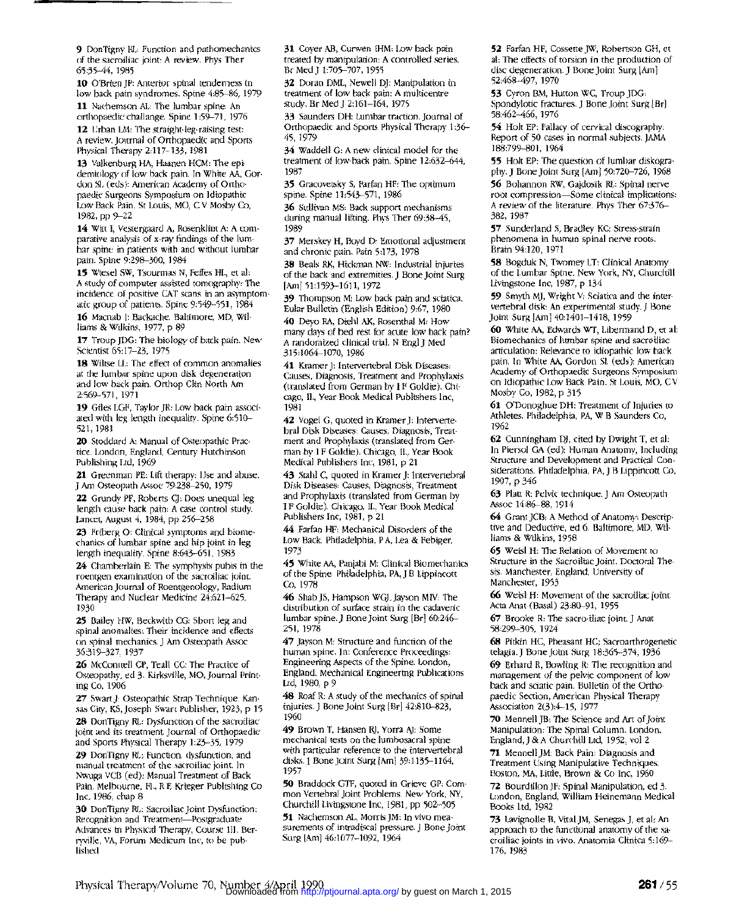9 DonTigny RL: Function and pathomechanics of the sacroiliac joint: A review. Phys Ther 65:35–44, 1985

10 O'Brien JP: Anterior spinal tenderness in low back pain syndromes. Spine 4:85–86, 1979

11 Nachemson AL: The lumbar spine: An orthopaedic challange. Spine 1:59–71, 1976

12 Urban LM: The straight-leg-raising test: A review. Journal of Orthopaedic and Sports Physical Therapy 2:117–133, 1981

13 Valkenburg HA, Haanen HCM: The epidemiology of low back pain. In White AA, Gordon SL (eds): American Academy of Orthopaedic Surgeons Symposium on Idiopathic Low Back Pain. St Louis, MO, C V Mosby Co, 1982, pp 9–22

14 Witt I, Vestergaard A, Rosenklint A: A comparative analysis of x-ray findings of the lumbar spine in patients with and without lumbar pain. Spine 9:298–300, 1984

15 Wiesel SW, Tsourmas N, Feffes HL, et al: A study of computer assisted tomography: The incidence of positive CAT scans in an asymptomatic group of patients. Spine 9:549–551, 1984

16 Macnab I: Backache. Baltimore, MD, Williams & Wilkins, 1977, p 89

17 Troup JDG: The biology of back pain. New Scientist 65:17–23, 1975

18 Wiltse LL: The effect of common anomalies at the lumbar spine upon disk degeneration and low back pain. Orthop Clin North Am 2:569–571, 1971

19 Giles LGF, Taylor JR: Low back pain associated with leg length inequality. Spine 6:510–521, 1981

20 Stoddard A: Manual of Osteopathic Practice. London, England, Century Hutchinson Publishing Ltd, 1969

21 Greenman PE: Lift therapy: Use and abuse. J Am Osteopath Assoc 79:238–250, 1979

22 Grundy PF, Roberts CJ: Does unequal leg length cause back pain: A case control study. Lancet, August 4, 1984, pp 256–258

23 Friberg O: Clinical symptoms and biomechanics of lumbar spine and hip joint in leg length inequality. Spine 8:643–651, 1983

24 Chamberlain E: The symphysis pubis in the roentgen examination of the sacroiliac joint. American Journal of Roentgenology, Radium Therapy and Nuclear Medicine 24:621–625, 1930

25 Bailey HW, Beckwith CG: Short leg and spinal anomalies: Their incidence and effects on spinal mechanics. J Am Osteopath Assoc 36:319–327, 1937

26 McConnell CP, Teall CC: The Practice of Osteopathy, ed 3. Kirksville, MO, Journal Printing Co, 1906

27 Swart J: Osteopathic Strap Technique. Kansas City, KS, Joseph Swart Publisher, 1923, p 15

28 DonTigny RL: Dysfunction of the sacroiliac joint and its treatment. Journal of Orthopaedic and Sports Physical Therapy 1:23–35, 1979

29 DonTigny RL: Function, dysfunction, and manual treatment of the sacroiliac joint. In Nwuga VCB (ed): Manual Treatment of Back Pain. Melbourne, FL, R E Krieger Publishing Co Inc, 1986, chap 8

30 DonTigny RL: Sacroiliac Joint Dysfunction: Recognition and Treatment—Postgraduate Advances in Physical Therapy, Course III. Berryville, VA, Forum Medicum Inc, to be published

31 Coyer AB, Curwen IHM: Low back pain treated by manipulation: A controlled series. Br Med J 1:705–707, 1955

32 Doran DML, Newell DJ: Manipulation in treatment of low back pain: A multicentre study. Br Med J 2:161–164, 1975

33 Saunders DH: Lumbar traction. Journal of Orthopaedic and Sports Physical Therapy 1:36–45, 1979

34 Waddell G: A new clinical model for the treatment of low-back pain. Spine 12:632–644, 1987

35 Gracovetsky S, Farfan HF: The optimum spine. Spine 11:543–571, 1986

36 Sullivan MS: Back support mechanisms during manual lifting. Phys Ther 69:38–45, 1989

37 Merskey H, Boyd D: Emotional adjustment and chronic pain. Pain 5:173, 1978

38 Beals RK, Hickman NW: Industrial injuries of the back and extremities. J Bone Joint Surg [Am] 51:1593–1611, 1972

39 Thompson M: Low back pain and sciatica. Eular Bulletin (English Edition) 9:67, 1980

40 Deyo RA, Diehl AK, Rosenthal M: How many days of bed rest for acute low back pain? A randomized clinical trial. N Engl J Med 315:1064–1070, 1986

41 Kramer J: Intervertebral Disk Diseases: Causes, Diagnosis, Treatment and Prophylaxis (translated from German by I F Goldie). Chicago, IL, Year Book Medical Publishers Inc, 1981

42 Vogel G, quoted in Kramer J: Intervertebral Disk Diseases: Causes, Diagnosis, Treatment and Prophylaxis (translated from German by I F Goldie). Chicago, IL, Year Book Medical Publishers Inc, 1981, p 21

43 Stahl C, quoted in Kramer J: Intervertebral Disk Diseases: Causes, Diagnosis, Treatment and Prophylaxis (translated from German by I F Goldie). Chicago, IL, Year Book Medical Publishers Inc, 1981, p 21

44 Farfan HF: Mechanical Disorders of the Low Back. Philadelphia, PA, Lea & Febiger, 1973

45 White AA, Panjabi M: Clinical Biomechanics of the Spine. Philadelphia, PA, J B Lippincott Co, 1978

46 Shah JS, Hampson WGJ, Jayson MIV: The distribution of surface strain in the cadaveric lumbar spine. J Bone Joint Surg [Br] 60:246–251, 1978

47 Jayson M: Structure and function of the human spine. In: Conference Proceedings: Engineering Aspects of the Spine. London, England, Mechanical Engineering Publications Ltd, 1980, p 9

48 Roaf R: A study of the mechanics of spinal injuries. J Bone Joint Surg [Br] 42:810–823, 1960

49 Brown T, Hansen RJ, Yorra AJ: Some mechanical tests on the lumbosacral spine with particular reference to the intervertebral disks. J Bone Joint Surg [Am] 39:1135–1164, 1957

50 Braddock GTF, quoted in Grieve GP: Common Vertebral Joint Problems. New York, NY, Churchill Livingstone Inc, 1981, pp 502–505

51 Nachemson AL, Morris JM: In vivo measurements of intradiscal pressure. J Bone Joint Surg [Am] 46:1077–1092, 1964

52 Farfan HF, Cossette JW, Robertson GH, et al: The effects of torsion in the production of disc degeneration. J Bone Joint Surg [Am] 52:468–497, 1970

53 Cyron BM, Hutton WC, Troup JDG: Spondylotic fractures. J Bone Joint Surg [Br] 58:462–466, 1976

54 Holt EP: Fallacy of cervical discography: Report of 50 cases in normal subjects. JAMA 188:799–801, 1964

55 Holt EP: The question of lumbar diskography. J Bone Joint Surg [Am] 50:720–726, 1968

56 Bohannon RW, Gajdosik RL: Spinal nerve root compression—Some clinical implications: A review of the literature. Phys Ther 67:376–382, 1987

57 Sunderland S, Bradley KC: Stress-strain phenomena in human spinal nerve roots. Brain 94:120, 1971

58 Bogduk N, Twomey LT: Clinical Anatomy of the Lumbar Spine. New York, NY, Churchill Livingstone Inc, 1987, p 134

59 Smyth MJ, Wright V: Sciatica and the intervertebral disk: An experimental study. J Bone Joint Surg [Am] 40:1401–1418, 1959

60 White AA, Edwards WT, Libermand D, et al: Biomechanics of lumbar spine and sacroiliac articulation: Relevance to idiopathic low back pain. In White AA, Gordon SL (eds): American Academy of Orthopaedic Surgeons Symposium on Idiopathic Low Back Pain. St Louis, MO, C V Mosby Co, 1982, p 315

61 O'Donoghue DH: Treatment of Injuries to Athletes. Philadelphia, PA, W B Saunders Co, 1962

62 Cunningham DJ, cited by Dwight T, et al: In Piersol GA (ed): Human Anatomy, Including Structure and Development and Practical Considerations. Philadelphia, PA, J B Lippincott Co, 1907, p 346

63 Platt R: Pelvic technique. J Am Osteopath Assoc 14:86–88, 1914

64 Grant JCB: A Method of Anatomy: Descriptive and Deductive, ed 6. Baltimore, MD, Williams & Wilkins, 1958

65 Weisl H: The Relation of Movement to Structure in the Sacroiliac Joint. Doctoral Thesis. Manchester, England, University of Manchester, 1953

66 Weisl H: Movement of the sacroiliac joint. Acta Anat (Basal) 23:80–91, 1955

67 Brooke R: The sacro-iliac joint. J Anat 58:299–305, 1924

68 Pitkin HC, Pheasant HC: Sacroarthrogenetic telagia. J Bone Joint Surg 18:365–374, 1936

69 Erhard R, Bowling R: The recognition and management of the pelvic component of low back and sciatic pain. Bulletin of the Orthopaedic Section, American Physical Therapy Association 2(3):4–15, 1977

70 Mennell JB: The Science and Art of Joint Manipulation: The Spinal Column. London, England, J & A Churchill Ltd, 1952, vol 2

71 Mennell JM: Back Pain: Diagnosis and Treatment Using Manipulative Techniques. Boston, MA, Little, Brown & Co Inc, 1960

72 Bourdillon JF: Spinal Manipulation, ed 3. London, England, William Heinemann Medical Books Ltd, 1982

73 Lavignolle B, Vital JM, Senegas J, et al: An approach to the functional anatomy of the sacroiliac joints in vivo. Anatomia Clinica 5:169–176, 1983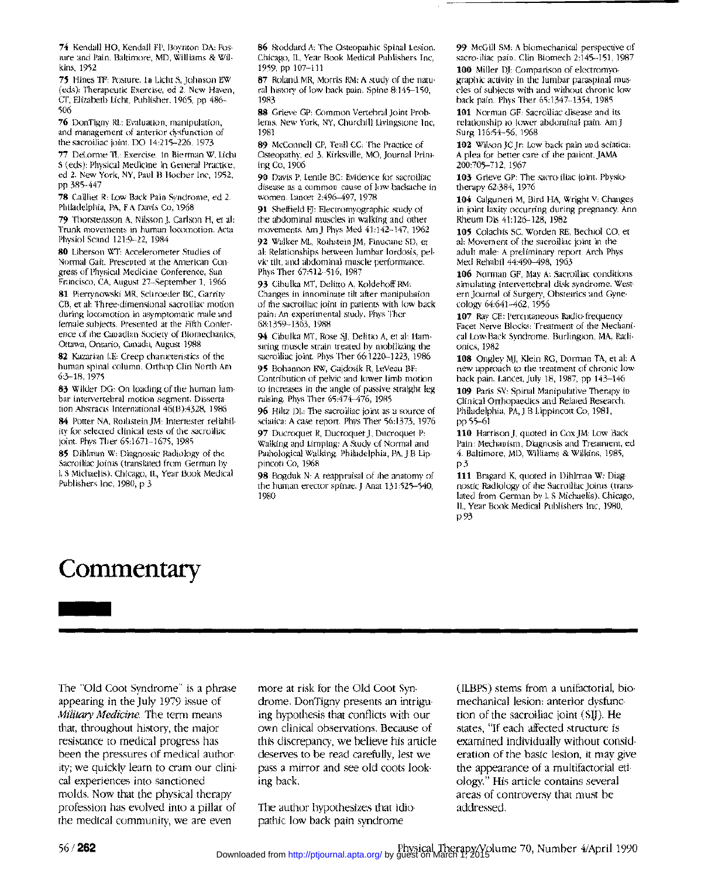74 Kendall HO, Kendall FP, Boynton DA: Posture and Pain. Baltimore, MD, Williams & Wilkins, 1952

75 Hines TF: Posture. In Licht S, Johnson EW (eds): Therapeutic Exercise, ed 2. New Haven, CT, Elizabeth Licht, Publisher, 1965, pp 486–506

76 DonTigny RL: Evaluation, manipulation, and management of anterior dysfunction of the sacroiliac joint. DO 14:215–226, 1973

77 DeLorme TL: Exercise. In Bierman W, Licht S (eds): Physical Medicine in General Practice, ed 2. New York, NY, Paul B Hoeber Inc, 1952, pp 385–447

78 Cailliet R: Low Back Pain Syndrome, ed 2. Philadelphia, PA, F A Davis Co, 1968

79 Thorstensson A, Nilsson J, Carlson H, et al: Trunk movements in human locomotion. Acta Physiol Scand 121:9–22, 1984

80 Liberson WT: Accelerometer Studies of Normal Gait. Presented at the American Congress of Physical Medicine Conference, San Francisco, CA, August 27–September 1, 1966

81 Pierrynowski MR, Schroeder BC, Garrity CB, et al: Three-dimensional sacroiliac motion during locomotion in asymptomatic male and female subjects. Presented at the Fifth Conference of the Canadian Society of Biomechanics, Ottawa, Ontario, Canada, August 1988

82 Kazarian LE: Creep characteristics of the human spinal column. Orthop Clin North Am 6:3–18, 1975

83 Wilder DG: On loading of the human lumbar intervertebral motion segment. Dissertation Abstracts International 46(B):4328, 1986

84 Potter NA, Rothstein JM: Intertester reliability for selected clinical tests of the sacroiliac joint. Phys Ther 65:1671–1675, 1985

85 Dihlman W: Diagnostic Radiology of the Sacroiliac Joints (translated from German by I. S Michaelis). Chicago, IL, Year Book Medical Publishers Inc, 1980, p 3

86 Stoddard A: The Osteopathic Spinal Lesion. Chicago, IL, Year Book Medical Publishers Inc, 1959, pp 107–111

87 Roland MR, Morris RM: A study of the natural history of low back pain. Spine 8:145–150, 1983

88 Grieve GP: Common Vertebral Joint Problems. New York, NY, Churchill Livingstone Inc, 1981

89 McConnell CP, Teall CC: The Practice of Osteopathy, ed 3. Kirksville, MO, Journal Printing Co, 1906

90 Davis P, Lentle BC: Evidence for sacroiliac disease as a common cause of low backache in women. Lancet 2:496–497, 1978

91 Sheffield FJ: Electromyographic study of the abdominal muscles in walking and other movements. Am J Phys Med 41:142–147, 1962

92 Walker ML, Rothstein JM, Finucane SD, et al: Relationships between lumbar lordosis, pelvic tilt, and abdominal muscle performance. Phys Ther 67:512–516, 1987

93 Cibulka MT, Delitto A, Koldehoff RM: Changes in innominate tilt after manipulation of the sacroiliac joint in patients with low back pain: An experimental study. Phys Ther 68:1359–1363, 1988

94 Cibulka MT, Rose SJ, Delitto A, et al: Hamstring muscle strain treated by mobilizing the sacroiliac joint. Phys Ther 66:1220–1223, 1986

95 Bohannon RW, Gajdosik R, LeVeau BF: Contribution of pelvic and lower limb motion to increases in the angle of passive straight leg raising. Phys Ther 65:474–476, 1985

96 Hiltz DL: The sacroiliac joint as a source of sciatica: A case report. Phys Ther 56:1373, 1976

97 Ducroquet R, Ducroquet J, Ducroquet P: Walking and Limping: A Study of Normal and Pathological Walking. Philadelphia, PA, J B Lippincott Co, 1968

98 Bogduk N: A reappraisal of the anatomy of the human erector spinae. J Anat 131:525–540, 1980

99 McGill SM: A biomechanical perspective of sacro-iliac pain. Clin Biomech 2:145–151, 1987

100 Miller DJ: Comparison of electromyographic activity in the lumbar paraspinal muscles of subjects with and without chronic low back pain. Phys Ther 65:1347–1354, 1985

101 Norman GF: Sacroiliac disease and its relationship to lower abdominal pain. Am J Surg 116:54–56, 1968

102 Wilson JC Jr: Low back pain and sciatica: A plea for better care of the patient. JAMA 200:705–712, 1967

103 Grieve GP: The sacro-iliac joint. Physiotherapy 62:384, 1976

104 Calguneri M, Bird HA, Wright V: Changes in joint laxity occurring during pregnancy. Ann Rheum Dis 41:126–128, 1982

105 Colachis SC, Worden RE, Bechtol CO, et al: Movement of the sacroiliac joint in the adult male: A preliminary report. Arch Phys Med Rehabil 44:490–498, 1963

106 Norman GF, May A: Sacroiliac conditions simulating intervertebral disk syndrome. Western Journal of Surgery, Obstetrics and Gynecology 64:641–462, 1956

107 Ray CE: Percutaneous Radio-frequency Facet Nerve Blocks: Treatment of the Mechanical Low-Back Syndrome. Burlington, MA, Radionics, 1982

108 Ongley MJ, Klein RG, Dorman TA, et al: A new approach to the treatment of chronic low back pain. Lancet, July 18, 1987, pp 143–146

109 Paris SV: Spinal Manipulative Therapy in Clinical Orthopaedics and Related Research. Philadelphia, PA, J B Lippincott Co, 1981, pp 55–61

110 Harrison J, quoted in Cox JM: Low Back Pain: Mechanism, Diagnosis and Treatment, ed 4. Baltimore, MD, Williams & Wilkins, 1985, p 3

111 Bragard K, quoted in Dihlman W: Diagnostic Radiology of the Sacroiliac Joints (translated from German by I. S Michaelis). Chicago, IL, Year Book Medical Publishers Inc, 1980, p 93

# Commentary

The "Old Coot Syndrome" is a phrase appearing in the July 1979 issue of *Military Medicine*. The term means that, throughout history, the major resistance to medical progress has been the pressures of medical authority; we quickly learn to cram our clinical experiences into sanctioned molds. Now that the physical therapy profession has evolved into a pillar of the medical community, we are even more at risk for the Old Coot Syndrome. DonTigny presents an intriguing hypothesis that conflicts with our own clinical observations. Because of this discrepancy, we believe his article deserves to be read carefully, lest we pass a mirror and see old coots looking back.

The author hypothesizes that idiopathic low back pain syndrome (ILBPS) stems from a unifactorial, biomechanical lesion: anterior dysfunction of the sacroiliac joint (SIJ). He states, "If each affected structure is examined individually without consideration of the basic lesion, it may give the appearance of a multifactorial etiology." His article contains several areas of controversy that must be addressed.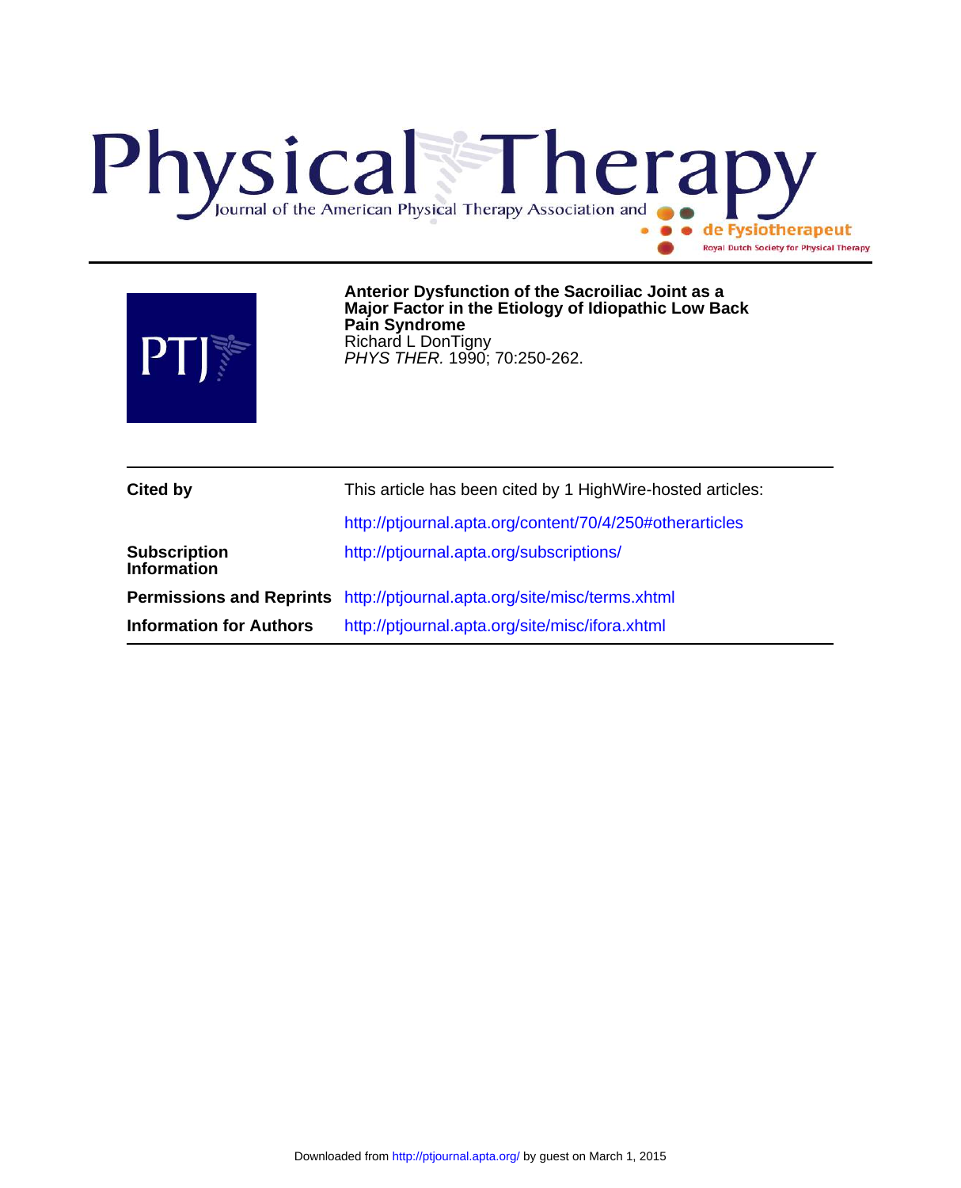# Physical Therapy

Journal of the American Physical Therapy Association and de Fysiotherapeut

Royal Dutch Society for Physical Therapy

**Anterior Dysfunction of the Sacroiliac Joint as a Major Factor in the Etiology of Idiopathic Low Back Pain Syndrome**

Richard L DonTigny

*PHYS THER.* 1990; 70:250-262.

| | |
|---|---|
| **Cited by** | This article has been cited by 1 HighWire-hosted articles: |
| | http://ptjournal.apta.org/content/70/4/250#otherarticles |
| **Subscription Information** | http://ptjournal.apta.org/subscriptions/ |
| **Permissions and Reprints** | http://ptjournal.apta.org/site/misc/terms.xhtml |
| **Information for Authors** | http://ptjournal.apta.org/site/misc/ifora.xhtml |

Downloaded from http://ptjournal.apta.org/ by guest on March 1, 2015